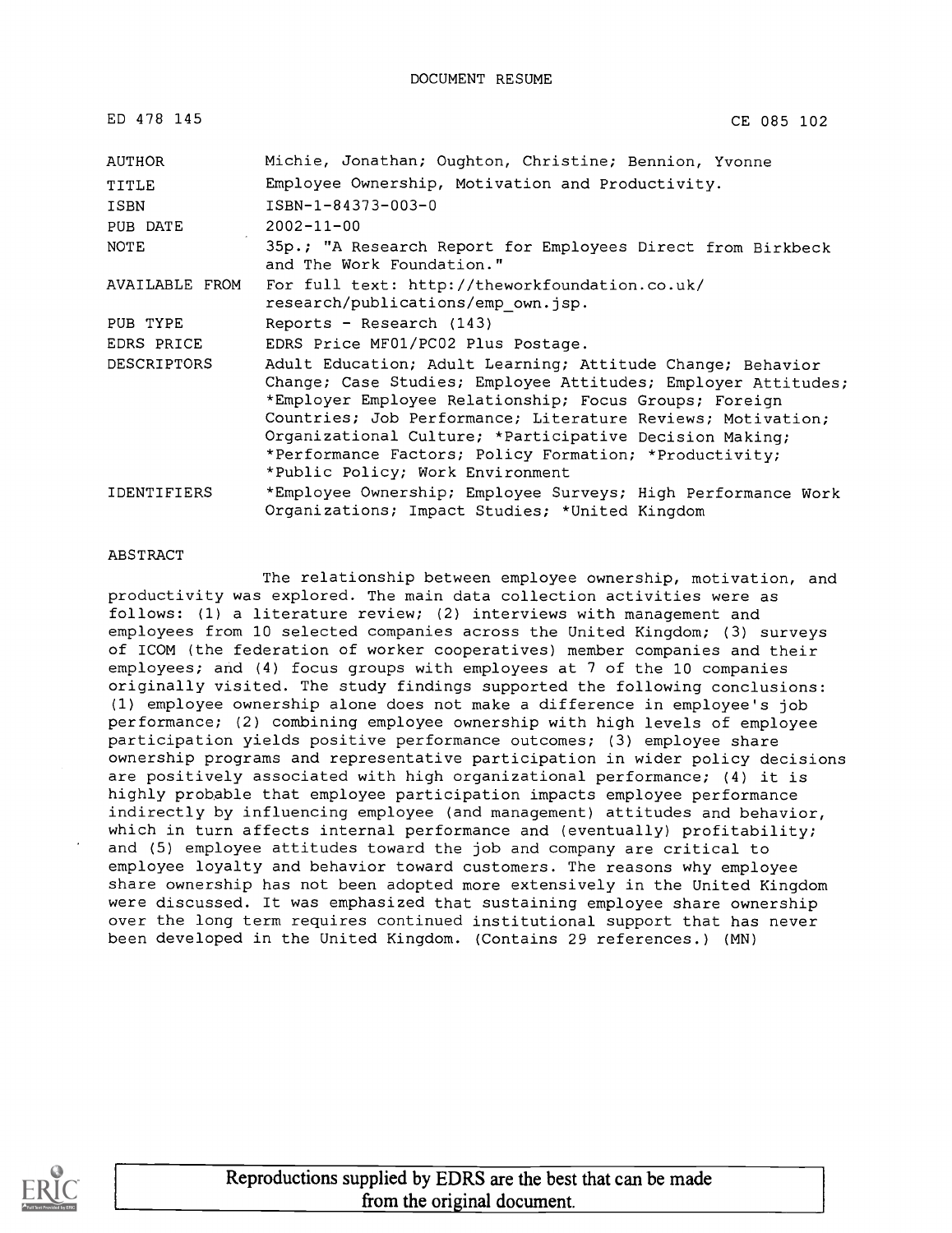# DOCUMENT RESUME

| | |
|---|---|
| ED 478 145 | CE 085 102 |
| AUTHOR | Michie, Jonathan; Oughton, Christine; Bennion, Yvonne |
| TITLE | Employee Ownership, Motivation and Productivity. |
| ISBN | ISBN-1-84373-003-0 |
| PUB DATE | 2002-11-00 |
| NOTE | 35p.; "A Research Report for Employees Direct from Birkbeck and The Work Foundation." |
| AVAILABLE FROM | For full text: http://theworkfoundation.co.uk/research/publications/emp_own.jsp. |
| PUB TYPE | Reports - Research (143) |
| EDRS PRICE | EDRS Price MF01/PC02 Plus Postage. |
| DESCRIPTORS | Adult Education; Adult Learning; Attitude Change; Behavior Change; Case Studies; Employee Attitudes; Employer Attitudes; *Employer Employee Relationship; Focus Groups; Foreign Countries; Job Performance; Literature Reviews; Motivation; Organizational Culture; *Participative Decision Making; *Performance Factors; Policy Formation; *Productivity; *Public Policy; Work Environment |
| IDENTIFIERS | *Employee Ownership; Employee Surveys; High Performance Work Organizations; Impact Studies; *United Kingdom |

## ABSTRACT

The relationship between employee ownership, motivation, and productivity was explored. The main data collection activities were as follows: (1) a literature review; (2) interviews with management and employees from 10 selected companies across the United Kingdom; (3) surveys of ICOM (the federation of worker cooperatives) member companies and their employees; and (4) focus groups with employees at 7 of the 10 companies originally visited. The study findings supported the following conclusions: (1) employee ownership alone does not make a difference in employee's job performance; (2) combining employee ownership with high levels of employee participation yields positive performance outcomes; (3) employee share ownership programs and representative participation in wider policy decisions are positively associated with high organizational performance; (4) it is highly probable that employee participation impacts employee performance indirectly by influencing employee (and management) attitudes and behavior, which in turn affects internal performance and (eventually) profitability; and (5) employee attitudes toward the job and company are critical to employee loyalty and behavior toward customers. The reasons why employee share ownership has not been adopted more extensively in the United Kingdom were discussed. It was emphasized that sustaining employee share ownership over the long term requires continued institutional support that has never been developed in the United Kingdom. (Contains 29 references.) (MN)

Reproductions supplied by EDRS are the best that can be made from the original document.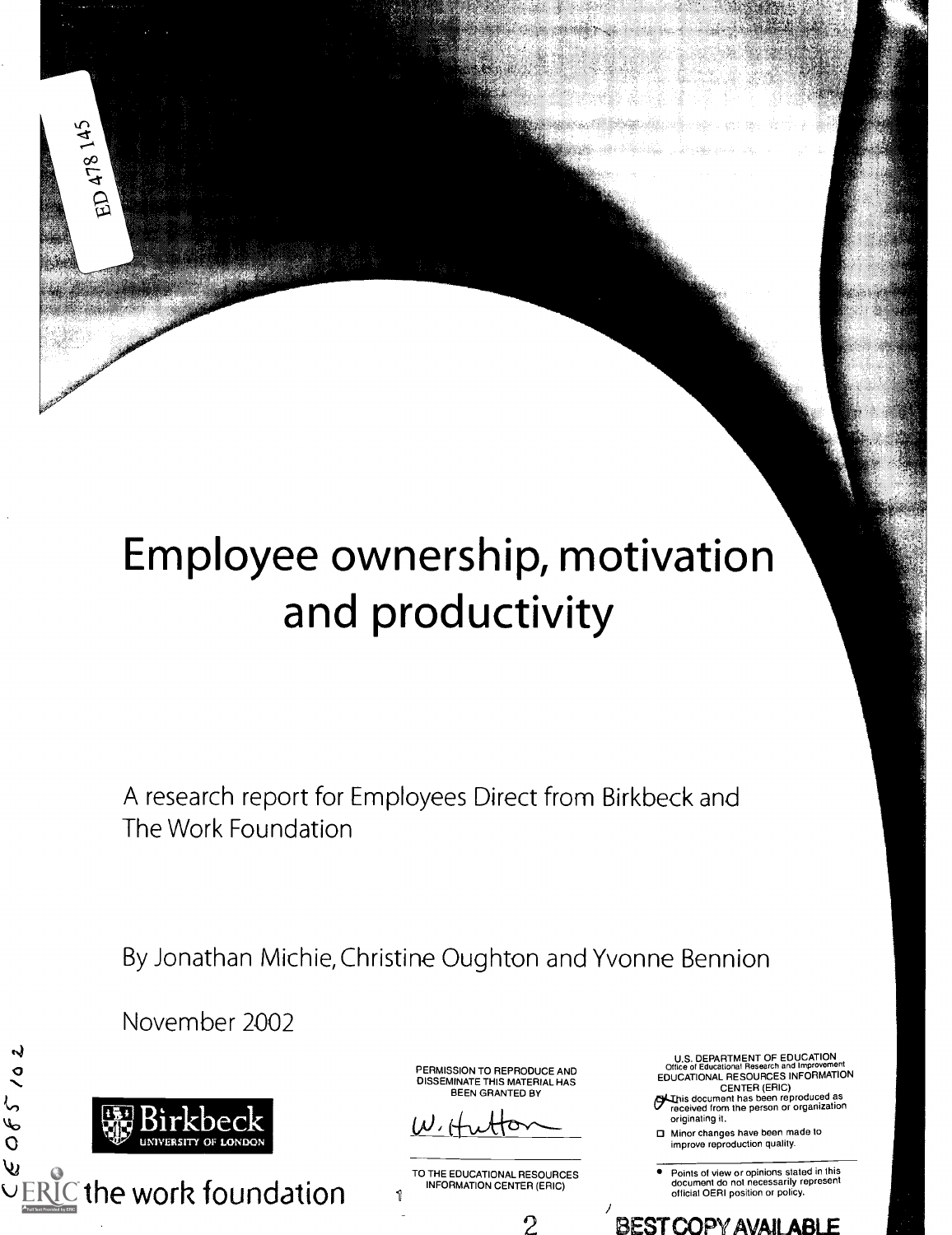ED 478 145

# Employee ownership, motivation and productivity

A research report for Employees Direct from Birkbeck and The Work Foundation

By Jonathan Michie, Christine Oughton and Yvonne Bennion

November 2002

Birkbeck UNIVERSITY OF LONDON

the work foundation

PERMISSION TO REPRODUCE AND DISSEMINATE THIS MATERIAL HAS BEEN GRANTED BY

W. Hutton

TO THE EDUCATIONAL RESOURCES INFORMATION CENTER (ERIC)

U.S. DEPARTMENT OF EDUCATION
Office of Educational Research and Improvement
EDUCATIONAL RESOURCES INFORMATION CENTER (ERIC)

- This document has been reproduced as received from the person or organization originating it.
- Minor changes have been made to improve reproduction quality.

- Points of view or opinions stated in this document do not necessarily represent official OERI position or policy.

BEST COPY AVAILABLE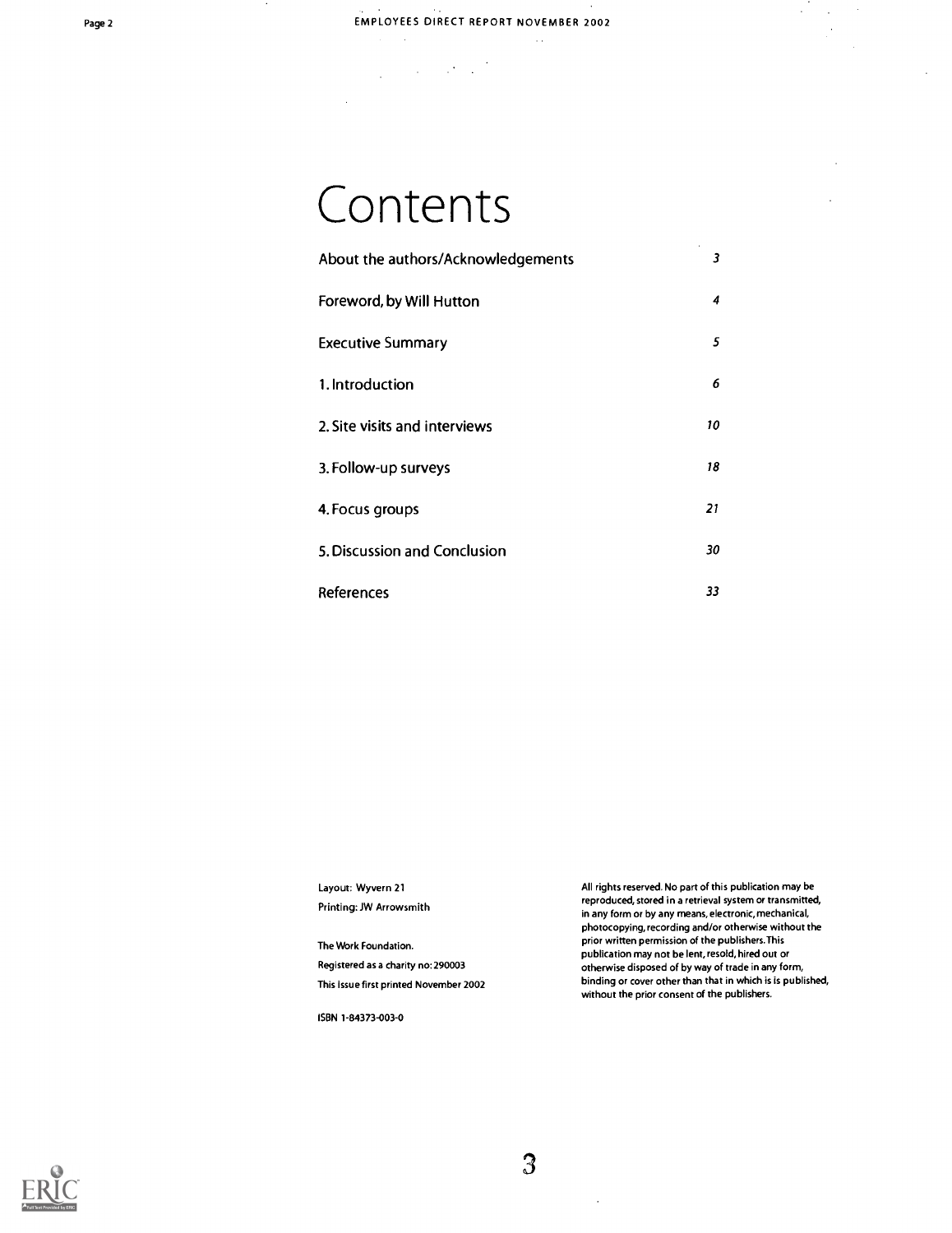# Contents

| | |
|---|---|
| About the authors/Acknowledgements | 3 |
| Foreword, by Will Hutton | 4 |
| Executive Summary | 5 |
| 1. Introduction | 6 |
| 2. Site visits and interviews | 10 |
| 3. Follow-up surveys | 18 |
| 4. Focus groups | 21 |
| 5. Discussion and Conclusion | 30 |
| References | 33 |

Layout: Wyvern 21
Printing: JW Arrowsmith

The Work Foundation.
Registered as a charity no: 290003
This issue first printed November 2002

ISBN 1-84373-003-0

All rights reserved. No part of this publication may be reproduced, stored in a retrieval system or transmitted, in any form or by any means, electronic, mechanical, photocopying, recording and/or otherwise without the prior written permission of the publishers. This publication may not be lent, resold, hired out or otherwise disposed of by way of trade in any form, binding or cover other than that in which is is published, without the prior consent of the publishers.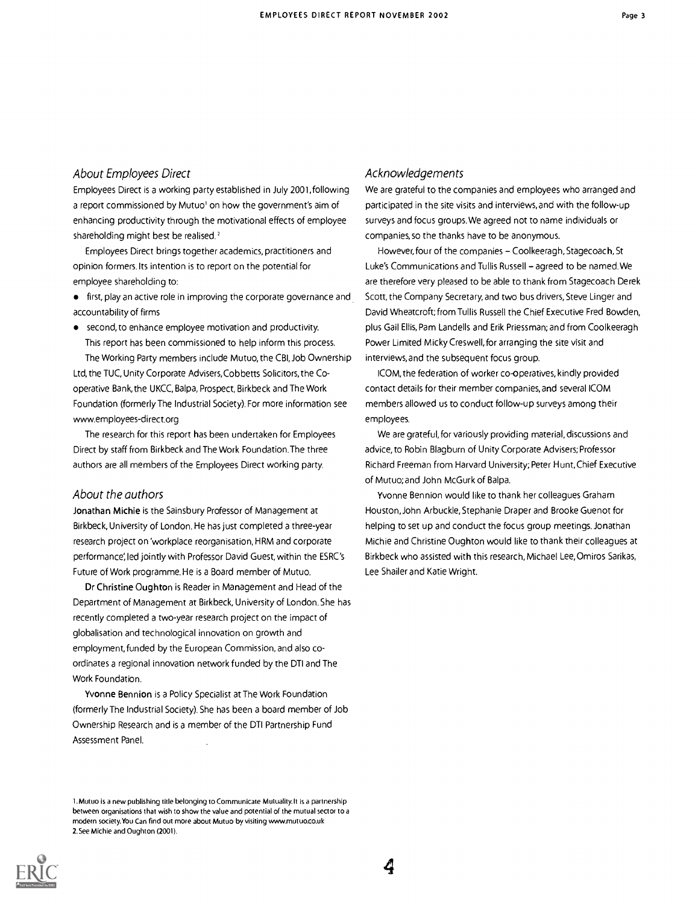## *About Employees Direct*

Employees Direct is a working party established in July 2001, following a report commissioned by Mutuo[1] on how the government's aim of enhancing productivity through the motivational effects of employee shareholding might best be realised.[2]

Employees Direct brings together academics, practitioners and opinion formers. Its intention is to report on the potential for employee shareholding to:

- first, play an active role in improving the corporate governance and accountability of firms
- second, to enhance employee motivation and productivity.

This report has been commissioned to help inform this process.

The Working Party members include Mutuo, the CBI, Job Ownership Ltd, the TUC, Unity Corporate Advisers, Cobbetts Solicitors, the Co-operative Bank, the UKCC, Balpa, Prospect, Birkbeck and The Work Foundation (formerly The Industrial Society). For more information see www.employees-direct.org

The research for this report has been undertaken for Employees Direct by staff from Birkbeck and The Work Foundation. The three authors are all members of the Employees Direct working party.

## *About the authors*

**Jonathan Michie** is the Sainsbury Professor of Management at Birkbeck, University of London. He has just completed a three-year research project on 'workplace reorganisation, HRM and corporate performance', led jointly with Professor David Guest, within the ESRC's Future of Work programme. He is a Board member of Mutuo.

**Dr Christine Oughton** is Reader in Management and Head of the Department of Management at Birkbeck, University of London. She has recently completed a two-year research project on the impact of globalisation and technological innovation on growth and employment, funded by the European Commission, and also co-ordinates a regional innovation network funded by the DTI and The Work Foundation.

**Yvonne Bennion** is a Policy Specialist at The Work Foundation (formerly The Industrial Society). She has been a board member of Job Ownership Research and is a member of the DTI Partnership Fund Assessment Panel.

## *Acknowledgements*

We are grateful to the companies and employees who arranged and participated in the site visits and interviews, and with the follow-up surveys and focus groups. We agreed not to name individuals or companies, so the thanks have to be anonymous.

However, four of the companies – Coolkeeragh, Stagecoach, St Luke's Communications and Tullis Russell – agreed to be named. We are therefore very pleased to be able to thank from Stagecoach Derek Scott, the Company Secretary, and two bus drivers, Steve Linger and David Wheatcroft; from Tullis Russell the Chief Executive Fred Bowden, plus Gail Ellis, Pam Landells and Erik Priessman; and from Coolkeeragh Power Limited Micky Creswell, for arranging the site visit and interviews, and the subsequent focus group.

ICOM, the federation of worker co-operatives, kindly provided contact details for their member companies, and several ICOM members allowed us to conduct follow-up surveys among their employees.

We are grateful, for variously providing material, discussions and advice, to Robin Blagburn of Unity Corporate Advisers; Professor Richard Freeman from Harvard University; Peter Hunt, Chief Executive of Mutuo; and John McGurk of Balpa.

Yvonne Bennion would like to thank her colleagues Graham Houston, John Arbuckle, Stephanie Draper and Brooke Guenot for helping to set up and conduct the focus group meetings. Jonathan Michie and Christine Oughton would like to thank their colleagues at Birkbeck who assisted with this research, Michael Lee, Omiros Sarikas, Lee Shailer and Katie Wright.

---

1. Mutuo is a new publishing title belonging to Communicate Mutuality. It is a partnership between organisations that wish to show the value and potential of the mutual sector to a modern society. You Can find out more about Mutuo by visiting www.mutuo.co.uk
2. See Michie and Oughton (2001).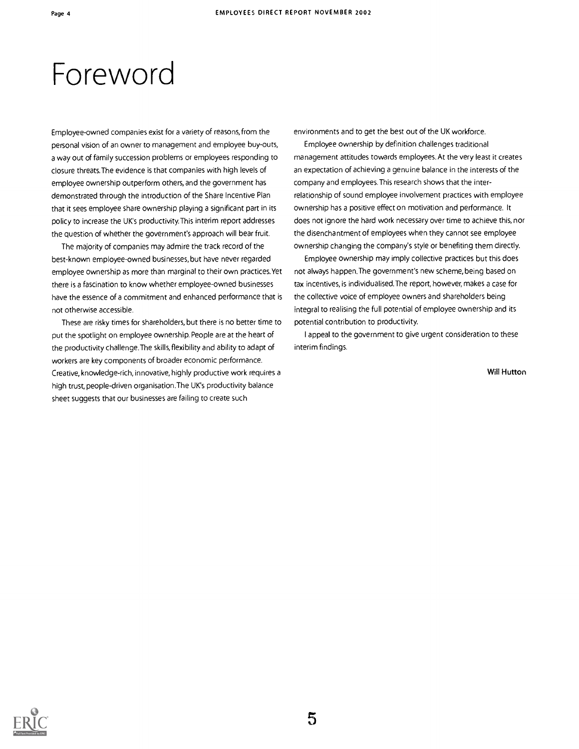# Foreword

Employee-owned companies exist for a variety of reasons, from the personal vision of an owner to management and employee buy-outs, a way out of family succession problems or employees responding to closure threats. The evidence is that companies with high levels of employee ownership outperform others, and the government has demonstrated through the introduction of the Share Incentive Plan that it sees employee share ownership playing a significant part in its policy to increase the UK's productivity. This interim report addresses the question of whether the government's approach will bear fruit.

The majority of companies may admire the track record of the best-known employee-owned businesses, but have never regarded employee ownership as more than marginal to their own practices. Yet there is a fascination to know whether employee-owned businesses have the essence of a commitment and enhanced performance that is not otherwise accessible.

These are risky times for shareholders, but there is no better time to put the spotlight on employee ownership. People are at the heart of the productivity challenge. The skills, flexibility and ability to adapt of workers are key components of broader economic performance. Creative, knowledge-rich, innovative, highly productive work requires a high trust, people-driven organisation. The UK's productivity balance sheet suggests that our businesses are failing to create such environments and to get the best out of the UK workforce.

Employee ownership by definition challenges traditional management attitudes towards employees. At the very least it creates an expectation of achieving a genuine balance in the interests of the company and employees. This research shows that the inter-relationship of sound employee involvement practices with employee ownership has a positive effect on motivation and performance. It does not ignore the hard work necessary over time to achieve this, nor the disenchantment of employees when they cannot see employee ownership changing the company's style or benefiting them directly.

Employee ownership may imply collective practices but this does not always happen. The government's new scheme, being based on tax incentives, is individualised. The report, however, makes a case for the collective voice of employee owners and shareholders being integral to realising the full potential of employee ownership and its potential contribution to productivity.

I appeal to the government to give urgent consideration to these interim findings.

**Will Hutton**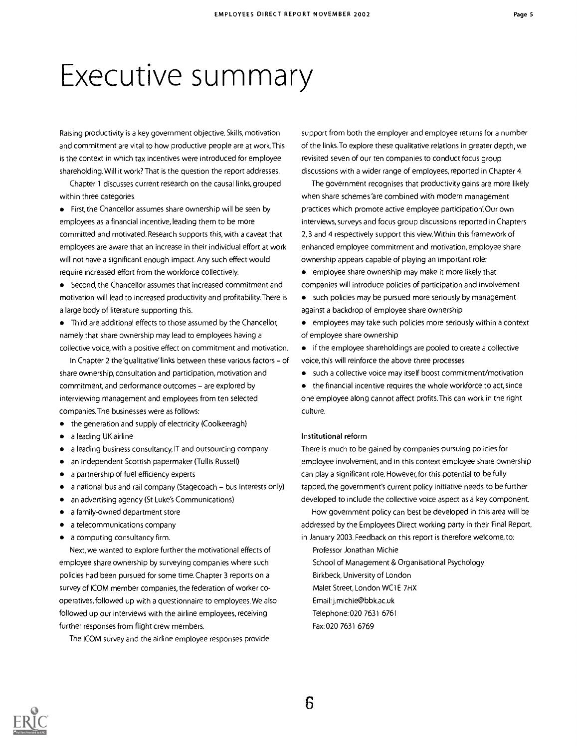# Executive summary

Raising productivity is a key government objective. Skills, motivation and commitment are vital to how productive people are at work. This is the context in which tax incentives were introduced for employee shareholding. Will it work? That is the question the report addresses.

Chapter 1 discusses current research on the causal links, grouped within three categories.

- First, the Chancellor assumes share ownership will be seen by employees as a financial incentive, leading them to be more committed and motivated. Research supports this, with a caveat that employees are aware that an increase in their individual effort at work will not have a significant enough impact. Any such effect would require increased effort from the workforce collectively.
- Second, the Chancellor assumes that increased commitment and motivation will lead to increased productivity and profitability. There is a large body of literature supporting this.
- Third are additional effects to those assumed by the Chancellor, namely that share ownership may lead to employees having a collective voice, with a positive effect on commitment and motivation.

In Chapter 2 the 'qualitative' links between these various factors – of share ownership, consultation and participation, motivation and commitment, and performance outcomes – are explored by interviewing management and employees from ten selected companies. The businesses were as follows:

- the generation and supply of electricity (Coolkeeragh)
- a leading UK airline
- a leading business consultancy, IT and outsourcing company
- an independent Scottish papermaker (Tullis Russell)
- a partnership of fuel efficiency experts
- a national bus and rail company (Stagecoach – bus interests only)
- an advertising agency (St Luke's Communications)
- a family-owned department store
- a telecommunications company
- a computing consultancy firm.

Next, we wanted to explore further the motivational effects of employee share ownership by surveying companies where such policies had been pursued for some time. Chapter 3 reports on a survey of ICOM member companies, the federation of worker co-operatives, followed up with a questionnaire to employees. We also followed up our interviews with the airline employees, receiving further responses from flight crew members.

The ICOM survey and the airline employee responses provide support from both the employer and employee returns for a number of the links. To explore these qualitative relations in greater depth, we revisited seven of our ten companies to conduct focus group discussions with a wider range of employees, reported in Chapter 4.

The government recognises that productivity gains are more likely when share schemes 'are combined with modern management practices which promote active employee participation'. Our own interviews, surveys and focus group discussions reported in Chapters 2, 3 and 4 respectively support this view. Within this framework of enhanced employee commitment and motivation, employee share ownership appears capable of playing an important role:

- employee share ownership may make it more likely that companies will introduce policies of participation and involvement
- such policies may be pursued more seriously by management against a backdrop of employee share ownership
- employees may take such policies more seriously within a context of employee share ownership
- if the employee shareholdings are pooled to create a collective voice, this will reinforce the above three processes
- such a collective voice may itself boost commitment/motivation
- the financial incentive requires the whole workforce to act, since one employee along cannot affect profits. This can work in the right culture.

### Institutional reform

There is much to be gained by companies pursuing policies for employee involvement, and in this context employee share ownership can play a significant role. However, for this potential to be fully tapped, the government's current policy initiative needs to be further developed to include the collective voice aspect as a key component.

How government policy can best be developed in this area will be addressed by the Employees Direct working party in their Final Report, in January 2003. Feedback on this report is therefore welcome, to:

Professor Jonathan Michie
School of Management & Organisational Psychology
Birkbeck, University of London
Malet Street, London WC1E 7HX
Email: j.michie@bbk.ac.uk
Telephone: 020 7631 6761
Fax: 020 7631 6769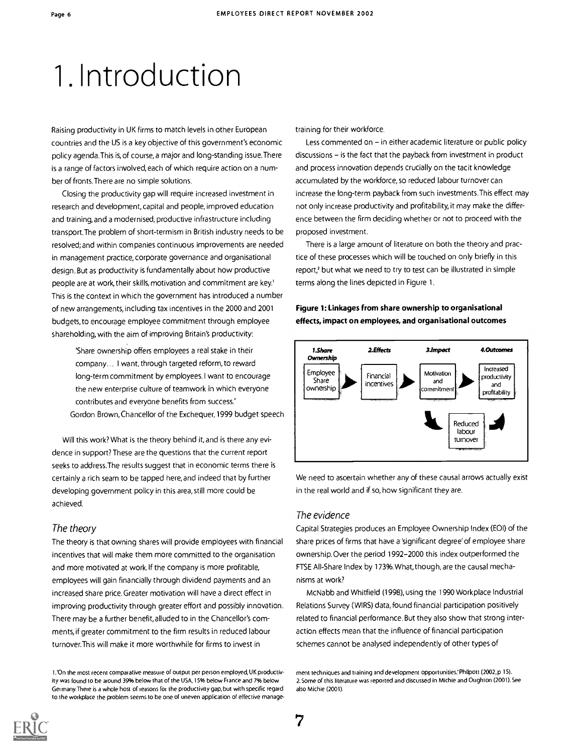# 1. Introduction

Raising productivity in UK firms to match levels in other European countries and the US is a key objective of this government's economic policy agenda. This is, of course, a major and long-standing issue. There is a range of factors involved, each of which require action on a number of fronts. There are no simple solutions.

Closing the productivity gap will require increased investment in research and development, capital and people, improved education and training, and a modernised, productive infrastructure including transport. The problem of short-termism in British industry needs to be resolved; and within companies continuous improvements are needed in management practice, corporate governance and organisational design. But as productivity is fundamentally about how productive people are at work, their skills, motivation and commitment are key.[1] This is the context in which the government has introduced a number of new arrangements, including tax incentives in the 2000 and 2001 budgets, to encourage employee commitment through employee shareholding, with the aim of improving Britain's productivity:

> 'Share ownership offers employees a real stake in their company... I want, through targeted reform, to reward long-term commitment by employees. I want to encourage the new enterprise culture of teamwork in which everyone contributes and everyone benefits from success.'
>
> Gordon Brown, Chancellor of the Exchequer, 1999 budget speech

Will this work? What is the theory behind it, and is there any evidence in support? These are the questions that the current report seeks to address. The results suggest that in economic terms there is certainly a rich seam to be tapped here, and indeed that by further developing government policy in this area, still more could be achieved.

## *The theory*

The theory is that owning shares will provide employees with financial incentives that will make them more committed to the organisation and more motivated at work. If the company is more profitable, employees will gain financially through dividend payments and an increased share price. Greater motivation will have a direct effect in improving productivity through greater effort and possibly innovation. There may be a further benefit, alluded to in the Chancellor's comments, if greater commitment to the firm results in reduced labour turnover. This will make it more worthwhile for firms to invest in training for their workforce.

Less commented on – in either academic literature or public policy discussions – is the fact that the payback from investment in product and process innovation depends crucially on the tacit knowledge accumulated by the workforce, so reduced labour turnover can increase the long-term payback from such investments. This effect may not only increase productivity and profitability, it may make the difference between the firm deciding whether or not to proceed with the proposed investment.

There is a large amount of literature on both the theory and practice of these processes which will be touched on only briefly in this report,[2] but what we need to try to test can be illustrated in simple terms along the lines depicted in Figure 1.

**Figure 1: Linkages from share ownership to organisational effects, impact on employees, and organisational outcomes**

| 1. Share Ownership | 2. Effects | 3. Impact | 4. Outcomes |
|---|---|---|---|
| Employee Share ownership → | Financial incentives → | Motivation and commitment → | Increased productivity and profitability |
| | | ↘ Reduced labour turnover ↗ | |

We need to ascertain whether any of these causal arrows actually exist in the real world and if so, how significant they are.

## *The evidence*

Capital Strategies produces an Employee Ownership Index (EOI) of the share prices of firms that have a 'significant degree' of employee share ownership. Over the period 1992–2000 this index outperformed the FTSE All-Share Index by 173%. What, though, are the causal mechanisms at work?

McNabb and Whitfield (1998), using the 1990 Workplace Industrial Relations Survey (WIRS) data, found financial participation positively related to financial performance. But they also show that strong interaction effects mean that the influence of financial participation schemes cannot be analysed independently of other types of

---

1. 'On the most recent comparative measure of output per person employed, UK productivity was found to be around 39% below that of the USA, 15% below France and 7% below Germany. There is a whole host of reasons for the productivity gap, but with specific regard to the workplace the problem seems to be one of uneven application of effective management techniques and training and development opportunities.' Philpott (2002, p 15).

2. Some of this literature was reported and discussed in Michie and Oughton (2001). See also Michie (2001).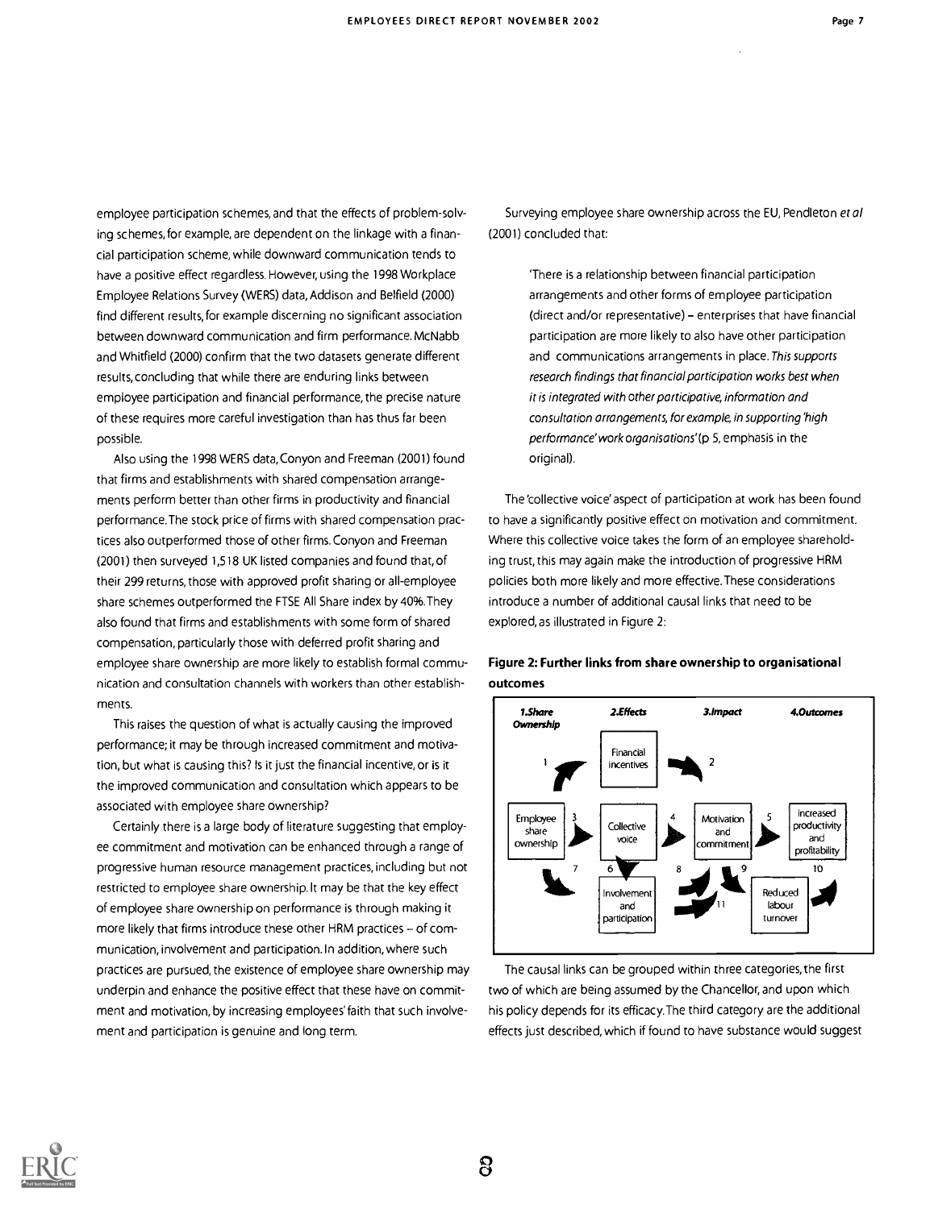employee participation schemes, and that the effects of problem-solving schemes, for example, are dependent on the linkage with a financial participation scheme, while downward communication tends to have a positive effect regardless. However, using the 1998 Workplace Employee Relations Survey (WERS) data, Addison and Belfield (2000) find different results, for example discerning no significant association between downward communication and firm performance. McNabb and Whitfield (2000) confirm that the two datasets generate different results, concluding that while there are enduring links between employee participation and financial performance, the precise nature of these requires more careful investigation than has thus far been possible.

Also using the 1998 WERS data, Conyon and Freeman (2001) found that firms and establishments with shared compensation arrangements perform better than other firms in productivity and financial performance. The stock price of firms with shared compensation practices also outperformed those of other firms. Conyon and Freeman (2001) then surveyed 1,518 UK listed companies and found that, of their 299 returns, those with approved profit sharing or all-employee share schemes outperformed the FTSE All Share index by 40%. They also found that firms and establishments with some form of shared compensation, particularly those with deferred profit sharing and employee share ownership are more likely to establish formal communication and consultation channels with workers than other establishments.

This raises the question of what is actually causing the improved performance; it may be through increased commitment and motivation, but what is causing this? Is it just the financial incentive, or is it the improved communication and consultation which appears to be associated with employee share ownership?

Certainly there is a large body of literature suggesting that employee commitment and motivation can be enhanced through a range of progressive human resource management practices, including but not restricted to employee share ownership. It may be that the key effect of employee share ownership on performance is through making it more likely that firms introduce these other HRM practices – of communication, involvement and participation. In addition, where such practices are pursued, the existence of employee share ownership may underpin and enhance the positive effect that these have on commitment and motivation, by increasing employees' faith that such involvement and participation is genuine and long term.

Surveying employee share ownership across the EU, Pendleton *et al* (2001) concluded that:

> 'There is a relationship between financial participation arrangements and other forms of employee participation (direct and/or representative) – enterprises that have financial participation are more likely to also have other participation and communications arrangements in place. *This supports research findings that financial participation works best when it is integrated with other participative, information and consultation arrangements, for example, in supporting 'high performance' work organisations'* (p 5, emphasis in the original).

The 'collective voice' aspect of participation at work has been found to have a significantly positive effect on motivation and commitment. Where this collective voice takes the form of an employee shareholding trust, this may again make the introduction of progressive HRM policies both more likely and more effective. These considerations introduce a number of additional causal links that need to be explored, as illustrated in Figure 2:

**Figure 2: Further links from share ownership to organisational outcomes**

| *1. Share Ownership* | *2. Effects* | *3. Impact* | *4. Outcomes* |
|---|---|---|---|
| | Financial incentives | | |
| Employee share ownership | Collective voice | Motivation and commitment | Increased productivity and profitability |
| | Involvement and participation | | Reduced labour turnover |

The causal links can be grouped within three categories, the first two of which are being assumed by the Chancellor, and upon which his policy depends for its efficacy. The third category are the additional effects just described, which if found to have substance would suggest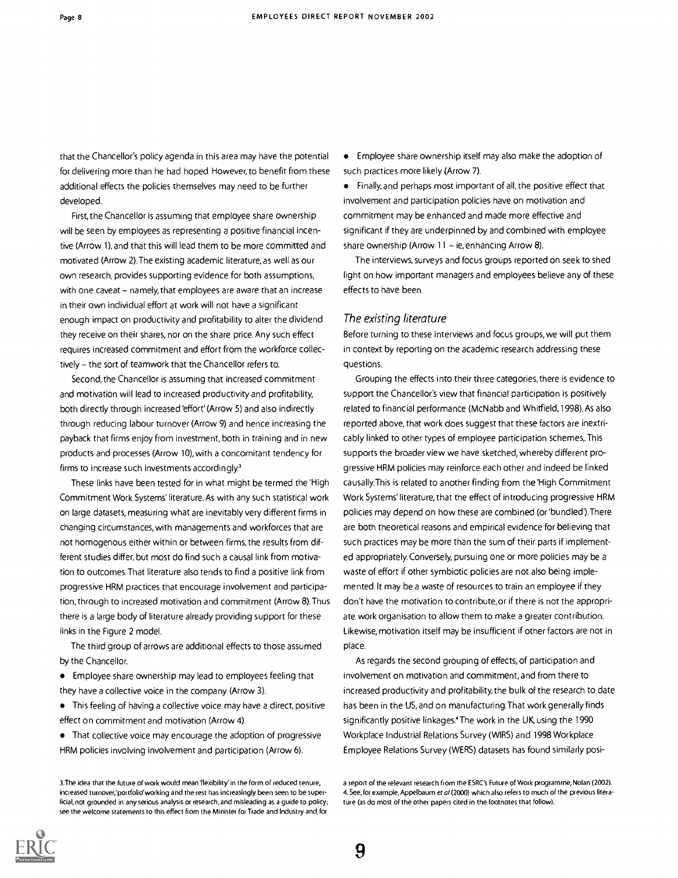that the Chancellor's policy agenda in this area may have the potential for delivering more than he had hoped. However, to benefit from these additional effects the policies themselves may need to be further developed.

First, the Chancellor is assuming that employee share ownership will be seen by employees as representing a positive financial incentive (Arrow 1), and that this will lead them to be more committed and motivated (Arrow 2). The existing academic literature, as well as our own research, provides supporting evidence for both assumptions, with one caveat – namely, that employees are aware that an increase in their own individual effort at work will not have a significant enough impact on productivity and profitability to alter the dividend they receive on their shares, nor on the share price. Any such effect requires increased commitment and effort from the workforce collectively – the sort of teamwork that the Chancellor refers to.

Second, the Chancellor is assuming that increased commitment and motivation will lead to increased productivity and profitability, both directly through increased 'effort' (Arrow 5) and also indirectly through reducing labour turnover (Arrow 9) and hence increasing the payback that firms enjoy from investment, both in training and in new products and processes (Arrow 10), with a concomitant tendency for firms to increase such investments accordingly.[3]

These links have been tested for in what might be termed the 'High Commitment Work Systems' literature. As with any such statistical work on large datasets, measuring what are inevitably very different firms in changing circumstances, with managements and workforces that are not homogenous either within or between firms, the results from different studies differ, but most do find such a causal link from motivation to outcomes. That literature also tends to find a positive link from progressive HRM practices that encourage involvement and participation, through to increased motivation and commitment (Arrow 8). Thus there is a large body of literature already providing support for these links in the Figure 2 model.

The third group of arrows are additional effects to those assumed by the Chancellor.

- Employee share ownership may lead to employees feeling that they have a collective voice in the company (Arrow 3).
- This feeling of having a collective voice may have a direct, positive effect on commitment and motivation (Arrow 4).
- That collective voice may encourage the adoption of progressive HRM policies involving involvement and participation (Arrow 6).
- Employee share ownership itself may also make the adoption of such practices more likely (Arrow 7).
- Finally, and perhaps most important of all, the positive effect that involvement and participation policies have on motivation and commitment may be enhanced and made more effective and significant if they are underpinned by and combined with employee share ownership (Arrow 11 – ie, enhancing Arrow 8).

The interviews, surveys and focus groups reported on seek to shed light on how important managers and employees believe any of these effects to have been.

### *The existing literature*

Before turning to these interviews and focus groups, we will put them in context by reporting on the academic research addressing these questions.

Grouping the effects into their three categories, there is evidence to support the Chancellor's view that financial participation is positively related to financial performance (McNabb and Whitfield, 1998). As also reported above, that work does suggest that these factors are inextricably linked to other types of employee participation schemes,. This supports the broader view we have sketched, whereby different progressive HRM policies may reinforce each other and indeed be linked causally. This is related to another finding from the 'High Commitment Work Systems' literature, that the effect of introducing progressive HRM policies may depend on how these are combined (or 'bundled'). There are both theoretical reasons and empirical evidence for believing that such practices may be more than the sum of their parts if implemented appropriately. Conversely, pursuing one or more policies may be a waste of effort if other symbiotic policies are not also being implemented. It may be a waste of resources to train an employee if they don't have the motivation to contribute, or if there is not the appropriate work organisation to allow them to make a greater contribution. Likewise, motivation itself may be insufficient if other factors are not in place.

As regards the second grouping of effects, of participation and involvement on motivation and commitment, and from there to increased productivity and profitability, the bulk of the research to date has been in the US, and on manufacturing. That work generally finds significantly positive linkages.[4] The work in the UK, using the 1990 Workplace Industrial Relations Survey (WIRS) and 1998 Workplace Employee Relations Survey (WERS) datasets has found similarly posi-

3. The idea that the future of work would mean 'flexibility' in the form of reduced tenure, increased turnover, 'portfolio' working and the rest has increasingly been seen to be superficial, not grounded in any serious analysis or research, and misleading as a guide to policy; see the welcome statements to this effect from the Minister for Trade and Industry and, for a report of the relevant research from the ESRC's Future of Work programme, Nolan (2002).

4. See, for example, Appelbaum *et al* (2000) which also refers to much of the previous literature (as do most of the other papers cited in the footnotes that follow).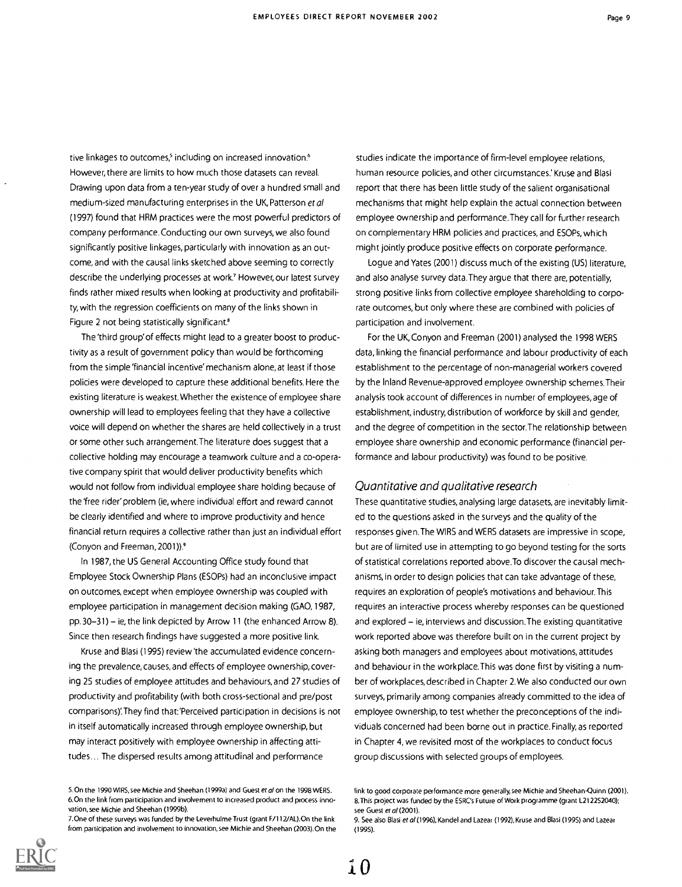tive linkages to outcomes,[5] including on increased innovation.[6] However, there are limits to how much those datasets can reveal. Drawing upon data from a ten-year study of over a hundred small and medium-sized manufacturing enterprises in the UK, Patterson *et al* (1997) found that HRM practices were the most powerful predictors of company performance. Conducting our own surveys, we also found significantly positive linkages, particularly with innovation as an outcome, and with the causal links sketched above seeming to correctly describe the underlying processes at work.[7] However, our latest survey finds rather mixed results when looking at productivity and profitability, with the regression coefficients on many of the links shown in Figure 2 not being statistically significant.[8]

The 'third group' of effects might lead to a greater boost to productivity as a result of government policy than would be forthcoming from the simple 'financial incentive' mechanism alone, at least if those policies were developed to capture these additional benefits. Here the existing literature is weakest. Whether the existence of employee share ownership will lead to employees feeling that they have a collective voice will depend on whether the shares are held collectively in a trust or some other such arrangement. The literature does suggest that a collective holding may encourage a teamwork culture and a co-operative company spirit that would deliver productivity benefits which would not follow from individual employee share holding because of the 'free rider' problem (ie, where individual effort and reward cannot be clearly identified and where to improve productivity and hence financial return requires a collective rather than just an individual effort (Conyon and Freeman, 2001)).[9]

In 1987, the US General Accounting Office study found that Employee Stock Ownership Plans (ESOPs) had an inconclusive impact on outcomes, except when employee ownership was coupled with employee participation in management decision making (GAO, 1987, pp. 30–31) – ie, the link depicted by Arrow 11 (the enhanced Arrow 8). Since then research findings have suggested a more positive link.

Kruse and Blasi (1995) review 'the accumulated evidence concerning the prevalence, causes, and effects of employee ownership, covering 25 studies of employee attitudes and behaviours, and 27 studies of productivity and profitability (with both cross-sectional and pre/post comparisons)'. They find that: 'Perceived participation in decisions is not in itself automatically increased through employee ownership, but may interact positively with employee ownership in affecting attitudes… The dispersed results among attitudinal and performance studies indicate the importance of firm-level employee relations, human resource policies, and other circumstances.' Kruse and Blasi report that there has been little study of the salient organisational mechanisms that might help explain the actual connection between employee ownership and performance. They call for further research on complementary HRM policies and practices, and ESOPs, which might jointly produce positive effects on corporate performance.

Logue and Yates (2001) discuss much of the existing (US) literature, and also analyse survey data. They argue that there are, potentially, strong positive links from collective employee shareholding to corporate outcomes, but only where these are combined with policies of participation and involvement.

For the UK, Conyon and Freeman (2001) analysed the 1998 WERS data, linking the financial performance and labour productivity of each establishment to the percentage of non-managerial workers covered by the Inland Revenue-approved employee ownership schemes. Their analysis took account of differences in number of employees, age of establishment, industry, distribution of workforce by skill and gender, and the degree of competition in the sector. The relationship between employee share ownership and economic performance (financial performance and labour productivity) was found to be positive.

## *Quantitative and qualitative research*

These quantitative studies, analysing large datasets, are inevitably limited to the questions asked in the surveys and the quality of the responses given. The WIRS and WERS datasets are impressive in scope, but are of limited use in attempting to go beyond testing for the sorts of statistical correlations reported above. To discover the causal mechanisms, in order to design policies that can take advantage of these, requires an exploration of people's motivations and behaviour. This requires an interactive process whereby responses can be questioned and explored – ie, interviews and discussion. The existing quantitative work reported above was therefore built on in the current project by asking both managers and employees about motivations, attitudes and behaviour in the workplace. This was done first by visiting a number of workplaces, described in Chapter 2. We also conducted our own surveys, primarily among companies already committed to the idea of employee ownership, to test whether the preconceptions of the individuals concerned had been borne out in practice. Finally, as reported in Chapter 4, we revisited most of the workplaces to conduct focus group discussions with selected groups of employees.

---

5. On the 1990 WIRS, see Michie and Sheehan (1999a) and Guest *et al* on the 1998 WERS.
6. On the link from participation and involvement to increased product and process innovation, see Michie and Sheehan (1999b).
7. One of these surveys was funded by the Leverhulme Trust (grant F/112/AL). On the link from participation and involvement to innovation, see Michie and Sheehan (2003). On the link to good corporate performance more generally, see Michie and Sheehan-Quinn (2001).
8. This project was funded by the ESRC's Future of Work programme (grant L212252040); see Guest *et al* (2001).
9. See also Blasi *et al* (1996), Kandel and Lazear (1992), Kruse and Blasi (1995) and Lazear (1995).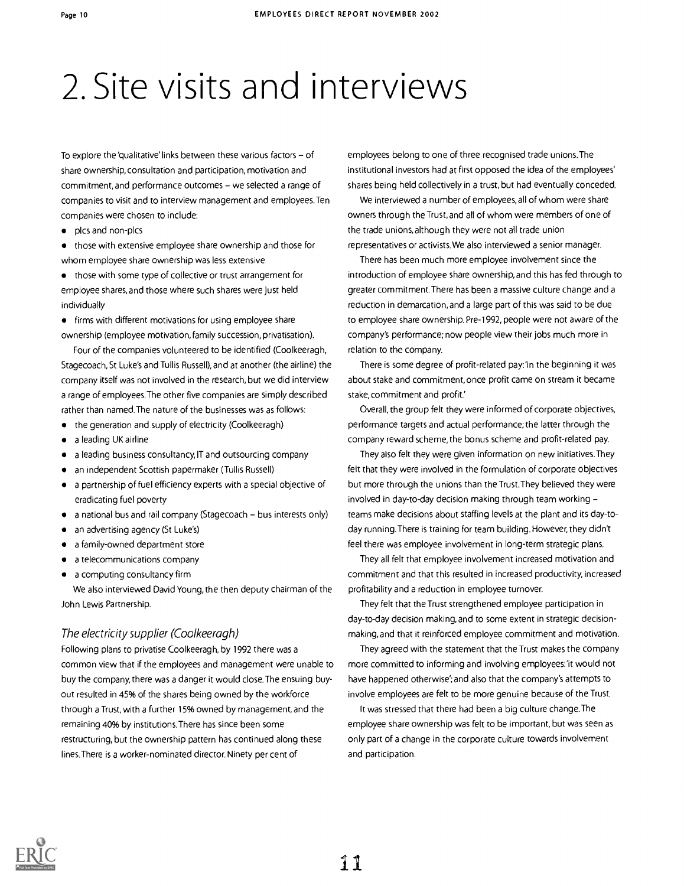# 2. Site visits and interviews

To explore the 'qualitative' links between these various factors – of share ownership, consultation and participation, motivation and commitment, and performance outcomes – we selected a range of companies to visit and to interview management and employees. Ten companies were chosen to include:

- plcs and non-plcs
- those with extensive employee share ownership and those for whom employee share ownership was less extensive
- those with some type of collective or trust arrangement for employee shares, and those where such shares were just held individually
- firms with different motivations for using employee share ownership (employee motivation, family succession, privatisation).

Four of the companies volunteered to be identified (Coolkeeragh, Stagecoach, St Luke's and Tullis Russell), and at another (the airline) the company itself was not involved in the research, but we did interview a range of employees. The other five companies are simply described rather than named. The nature of the businesses was as follows:

- the generation and supply of electricity (Coolkeeragh)
- a leading UK airline
- a leading business consultancy, IT and outsourcing company
- an independent Scottish papermaker (Tullis Russell)
- a partnership of fuel efficiency experts with a special objective of eradicating fuel poverty
- a national bus and rail company (Stagecoach – bus interests only)
- an advertising agency (St Luke's)
- a family-owned department store
- a telecommunications company
- a computing consultancy firm

We also interviewed David Young, the then deputy chairman of the John Lewis Partnership.

### *The electricity supplier (Coolkeeragh)*

Following plans to privatise Coolkeeragh, by 1992 there was a common view that if the employees and management were unable to buy the company, there was a danger it would close. The ensuing buy-out resulted in 45% of the shares being owned by the workforce through a Trust, with a further 15% owned by management, and the remaining 40% by institutions. There has since been some restructuring, but the ownership pattern has continued along these lines. There is a worker-nominated director. Ninety per cent of employees belong to one of three recognised trade unions. The institutional investors had at first opposed the idea of the employees' shares being held collectively in a trust, but had eventually conceded.

We interviewed a number of employees, all of whom were share owners through the Trust, and all of whom were members of one of the trade unions, although they were not all trade union representatives or activists. We also interviewed a senior manager.

There has been much more employee involvement since the introduction of employee share ownership, and this has fed through to greater commitment. There has been a massive culture change and a reduction in demarcation, and a large part of this was said to be due to employee share ownership. Pre-1992, people were not aware of the company's performance; now people view their jobs much more in relation to the company.

There is some degree of profit-related pay: 'In the beginning it was about stake and commitment, once profit came on stream it became stake, commitment and profit.'

Overall, the group felt they were informed of corporate objectives, performance targets and actual performance; the latter through the company reward scheme, the bonus scheme and profit-related pay.

They also felt they were given information on new initiatives. They felt that they were involved in the formulation of corporate objectives but more through the unions than the Trust. They believed they were involved in day-to-day decision making through team working – teams make decisions about staffing levels at the plant and its day-to-day running. There is training for team building. However, they didn't feel there was employee involvement in long-term strategic plans.

They all felt that employee involvement increased motivation and commitment and that this resulted in increased productivity, increased profitability and a reduction in employee turnover.

They felt that the Trust strengthened employee participation in day-to-day decision making, and to some extent in strategic decision-making, and that it reinforced employee commitment and motivation.

They agreed with the statement that the Trust makes the company more committed to informing and involving employees: 'it would not have happened otherwise'; and also that the company's attempts to involve employees are felt to be more genuine because of the Trust.

It was stressed that there had been a big culture change. The employee share ownership was felt to be important, but was seen as only part of a change in the corporate culture towards involvement and participation.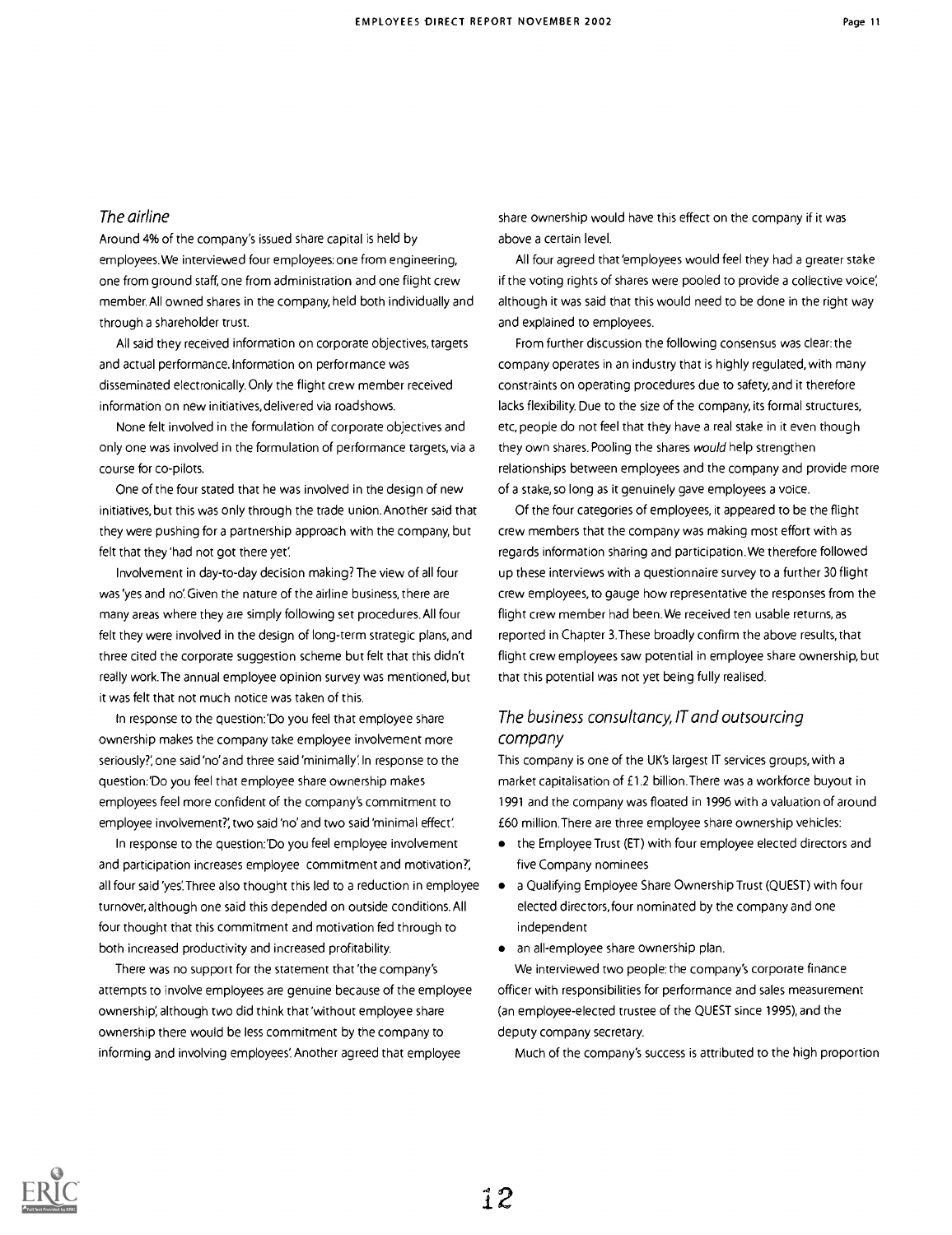### *The airline*

Around 4% of the company's issued share capital is held by employees. We interviewed four employees: one from engineering, one from ground staff, one from administration and one flight crew member. All owned shares in the company, held both individually and through a shareholder trust.

All said they received information on corporate objectives, targets and actual performance. Information on performance was disseminated electronically. Only the flight crew member received information on new initiatives, delivered via roadshows.

None felt involved in the formulation of corporate objectives and only one was involved in the formulation of performance targets, via a course for co-pilots.

One of the four stated that he was involved in the design of new initiatives, but this was only through the trade union. Another said that they were pushing for a partnership approach with the company, but felt that they 'had not got there yet'.

Involvement in day-to-day decision making? The view of all four was 'yes and no'. Given the nature of the airline business, there are many areas where they are simply following set procedures. All four felt they were involved in the design of long-term strategic plans, and three cited the corporate suggestion scheme but felt that this didn't really work. The annual employee opinion survey was mentioned, but it was felt that not much notice was taken of this.

In response to the question: 'Do you feel that employee share ownership makes the company take employee involvement more seriously?', one said 'no' and three said 'minimally'. In response to the question: 'Do you feel that employee share ownership makes employees feel more confident of the company's commitment to employee involvement?', two said 'no' and two said 'minimal effect'.

In response to the question: 'Do you feel employee involvement and participation increases employee commitment and motivation?', all four said 'yes'. Three also thought this led to a reduction in employee turnover, although one said this depended on outside conditions. All four thought that this commitment and motivation fed through to both increased productivity and increased profitability.

There was no support for the statement that 'the company's attempts to involve employees are genuine because of the employee ownership', although two did think that 'without employee share ownership there would be less commitment by the company to informing and involving employees'. Another agreed that employee share ownership would have this effect on the company if it was above a certain level.

All four agreed that 'employees would feel they had a greater stake if the voting rights of shares were pooled to provide a collective voice', although it was said that this would need to be done in the right way and explained to employees.

From further discussion the following consensus was clear: the company operates in an industry that is highly regulated, with many constraints on operating procedures due to safety, and it therefore lacks flexibility. Due to the size of the company, its formal structures, etc, people do not feel that they have a real stake in it even though they own shares. Pooling the shares *would* help strengthen relationships between employees and the company and provide more of a stake, so long as it genuinely gave employees a voice.

Of the four categories of employees, it appeared to be the flight crew members that the company was making most effort with as regards information sharing and participation. We therefore followed up these interviews with a questionnaire survey to a further 30 flight crew employees, to gauge how representative the responses from the flight crew member had been. We received ten usable returns, as reported in Chapter 3. These broadly confirm the above results, that flight crew employees saw potential in employee share ownership, but that this potential was not yet being fully realised.

### *The business consultancy, IT and outsourcing company*

This company is one of the UK's largest IT services groups, with a market capitalisation of £1.2 billion. There was a workforce buyout in 1991 and the company was floated in 1996 with a valuation of around £60 million. There are three employee share ownership vehicles:

- the Employee Trust (ET) with four employee elected directors and five Company nominees
- a Qualifying Employee Share Ownership Trust (QUEST) with four elected directors, four nominated by the company and one independent
- an all-employee share ownership plan.

We interviewed two people: the company's corporate finance officer with responsibilities for performance and sales measurement (an employee-elected trustee of the QUEST since 1995), and the deputy company secretary.

Much of the company's success is attributed to the high proportion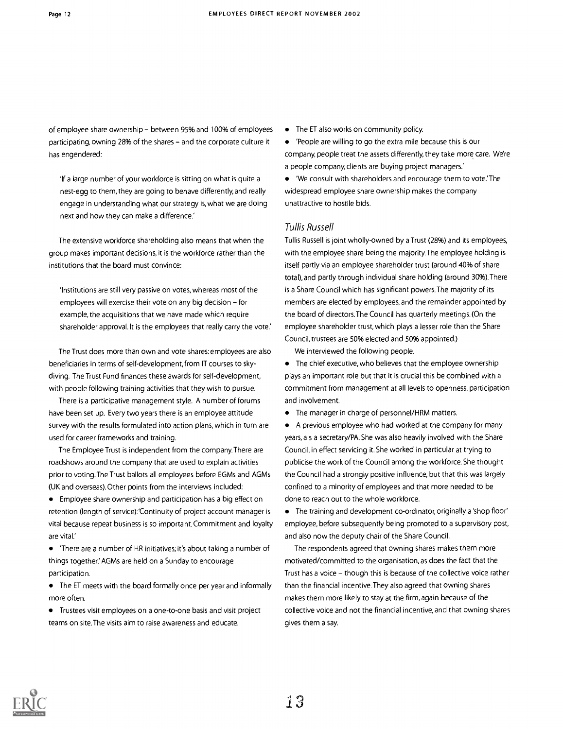of employee share ownership – between 95% and 100% of employees participating, owning 28% of the shares – and the corporate culture it has engendered:

> 'If a large number of your workforce is sitting on what is quite a nest-egg to them, they are going to behave differently, and really engage in understanding what our strategy is, what we are doing next and how they can make a difference.'

The extensive workforce shareholding also means that when the group makes important decisions, it is the workforce rather than the institutions that the board must convince:

> 'Institutions are still very passive on votes, whereas most of the employees will exercise their vote on any big decision – for example, the acquisitions that we have made which require shareholder approval. It is the employees that really carry the vote.'

The Trust does more than own and vote shares: employees are also beneficiaries in terms of self-development, from IT courses to sky-diving. The Trust Fund finances these awards for self-development, with people following training activities that they wish to pursue.

There is a participative management style. A number of forums have been set up. Every two years there is an employee attitude survey with the results formulated into action plans, which in turn are used for career frameworks and training.

The Employee Trust is independent from the company. There are roadshows around the company that are used to explain activities prior to voting. The Trust ballots all employees before EGMs and AGMs (UK and overseas). Other points from the interviews included:

- Employee share ownership and participation has a big effect on retention (length of service): 'Continuity of project account manager is vital because repeat business is so important. Commitment and loyalty are vital.'
- 'There are a number of HR initiatives; it's about taking a number of things together.' AGMs are held on a Sunday to encourage participation.
- The ET meets with the board formally once per year and informally more often.
- Trustees visit employees on a one-to-one basis and visit project teams on site. The visits aim to raise awareness and educate.
- The ET also works on community policy.
- 'People are willing to go the extra mile because this is our company, people treat the assets differently, they take more care. We're a people company, clients are buying project managers.'
- 'We consult with shareholders and encourage them to vote.' The widespread employee share ownership makes the company unattractive to hostile bids.

### *Tullis Russell*

Tullis Russell is joint wholly-owned by a Trust (28%) and its employees, with the employee share being the majority. The employee holding is itself partly via an employee shareholder trust (around 40% of share total), and partly through individual share holding (around 30%). There is a Share Council which has significant powers. The majority of its members are elected by employees, and the remainder appointed by the board of directors. The Council has quarterly meetings. (On the employee shareholder trust, which plays a lesser role than the Share Council, trustees are 50% elected and 50% appointed.)

We interviewed the following people.

- The chief executive, who believes that the employee ownership plays an important role but that it is crucial this be combined with a commitment from management at all levels to openness, participation and involvement.
- The manager in charge of personnel/HRM matters.
- A previous employee who had worked at the company for many years, a s a secretary/PA. She was also heavily involved with the Share Council, in effect servicing it. She worked in particular at trying to publicise the work of the Council among the workforce. She thought the Council had a strongly positive influence, but that this was largely confined to a minority of employees and that more needed to be done to reach out to the whole workforce.
- The training and development co-ordinator, originally a 'shop floor' employee, before subsequently being promoted to a supervisory post, and also now the deputy chair of the Share Council.

The respondents agreed that owning shares makes them more motivated/committed to the organisation, as does the fact that the Trust has a voice – though this is because of the collective voice rather than the financial incentive. They also agreed that owning shares makes them more likely to stay at the firm, again because of the collective voice and not the financial incentive, and that owning shares gives them a say.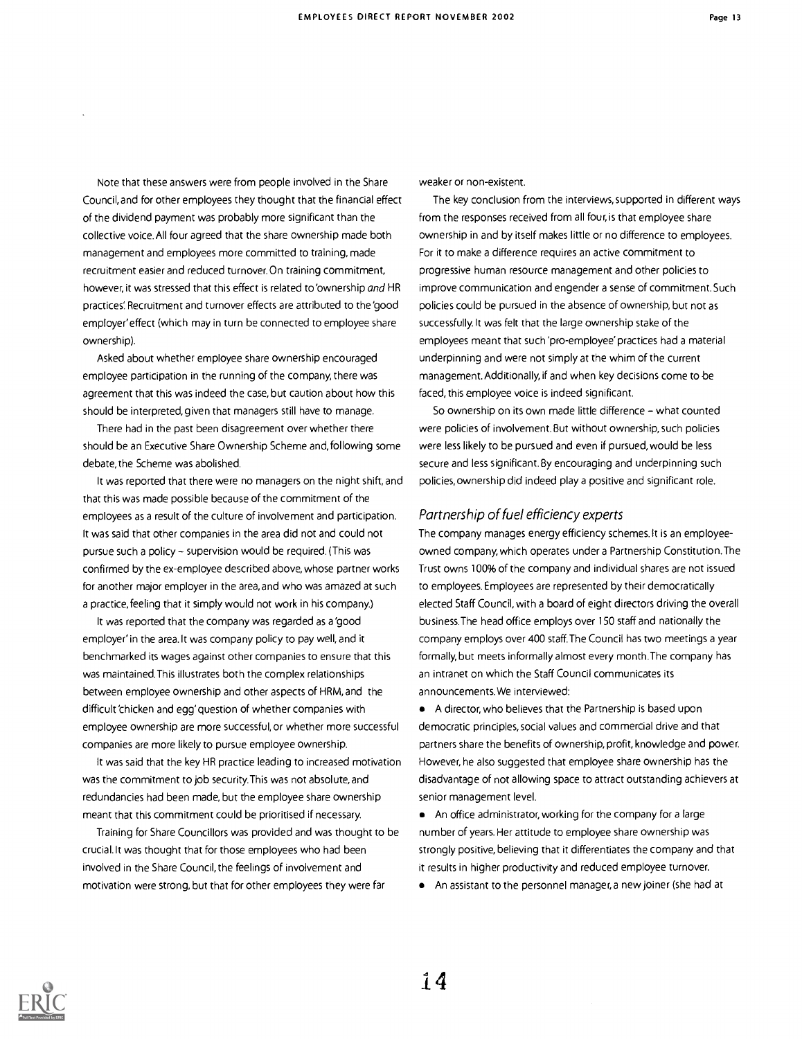Note that these answers were from people involved in the Share Council, and for other employees they thought that the financial effect of the dividend payment was probably more significant than the collective voice. All four agreed that the share ownership made both management and employees more committed to training, made recruitment easier and reduced turnover. On training commitment, however, it was stressed that this effect is related to 'ownership *and* HR practices'. Recruitment and turnover effects are attributed to the 'good employer' effect (which may in turn be connected to employee share ownership).

Asked about whether employee share ownership encouraged employee participation in the running of the company, there was agreement that this was indeed the case, but caution about how this should be interpreted, given that managers still have to manage.

There had in the past been disagreement over whether there should be an Executive Share Ownership Scheme and, following some debate, the Scheme was abolished.

It was reported that there were no managers on the night shift, and that this was made possible because of the commitment of the employees as a result of the culture of involvement and participation. It was said that other companies in the area did not and could not pursue such a policy – supervision would be required. (This was confirmed by the ex-employee described above, whose partner works for another major employer in the area, and who was amazed at such a practice, feeling that it simply would not work in his company.)

It was reported that the company was regarded as a 'good employer' in the area. It was company policy to pay well, and it benchmarked its wages against other companies to ensure that this was maintained. This illustrates both the complex relationships between employee ownership and other aspects of HRM, and the difficult 'chicken and egg' question of whether companies with employee ownership are more successful, or whether more successful companies are more likely to pursue employee ownership.

It was said that the key HR practice leading to increased motivation was the commitment to job security. This was not absolute, and redundancies had been made, but the employee share ownership meant that this commitment could be prioritised if necessary.

Training for Share Councillors was provided and was thought to be crucial. It was thought that for those employees who had been involved in the Share Council, the feelings of involvement and motivation were strong, but that for other employees they were far weaker or non-existent.

The key conclusion from the interviews, supported in different ways from the responses received from all four, is that employee share ownership in and by itself makes little or no difference to employees. For it to make a difference requires an active commitment to progressive human resource management and other policies to improve communication and engender a sense of commitment. Such policies could be pursued in the absence of ownership, but not as successfully. It was felt that the large ownership stake of the employees meant that such 'pro-employee' practices had a material underpinning and were not simply at the whim of the current management. Additionally, if and when key decisions come to be faced, this employee voice is indeed significant.

So ownership on its own made little difference – what counted were policies of involvement. But without ownership, such policies were less likely to be pursued and even if pursued, would be less secure and less significant. By encouraging and underpinning such policies, ownership did indeed play a positive and significant role.

### *Partnership of fuel efficiency experts*

The company manages energy efficiency schemes. It is an employee-owned company, which operates under a Partnership Constitution. The Trust owns 100% of the company and individual shares are not issued to employees. Employees are represented by their democratically elected Staff Council, with a board of eight directors driving the overall business. The head office employs over 150 staff and nationally the company employs over 400 staff. The Council has two meetings a year formally, but meets informally almost every month. The company has an intranet on which the Staff Council communicates its announcements. We interviewed:

- A director, who believes that the Partnership is based upon democratic principles, social values and commercial drive and that partners share the benefits of ownership, profit, knowledge and power. However, he also suggested that employee share ownership has the disadvantage of not allowing space to attract outstanding achievers at senior management level.
- An office administrator, working for the company for a large number of years. Her attitude to employee share ownership was strongly positive, believing that it differentiates the company and that it results in higher productivity and reduced employee turnover.
- An assistant to the personnel manager, a new joiner (she had at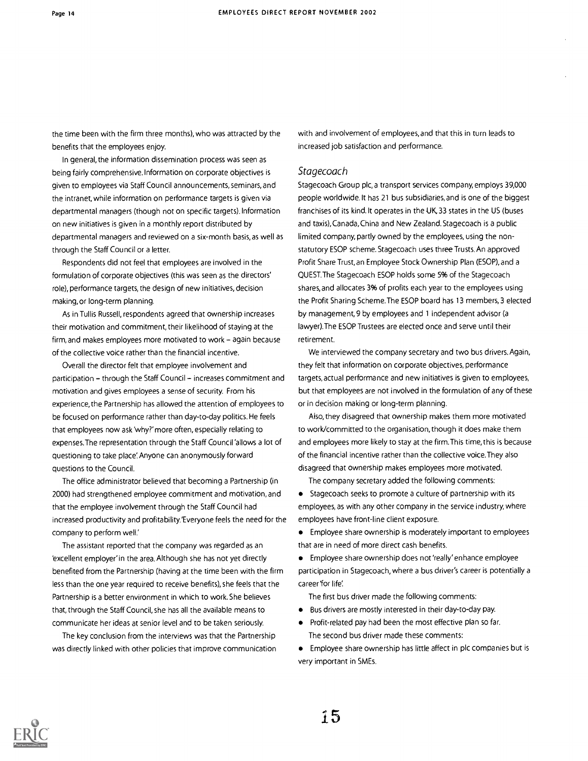the time been with the firm three months), who was attracted by the benefits that the employees enjoy.

In general, the information dissemination process was seen as being fairly comprehensive. Information on corporate objectives is given to employees via Staff Council announcements, seminars, and the intranet, while information on performance targets is given via departmental managers (though not on specific targets). Information on new initiatives is given in a monthly report distributed by departmental managers and reviewed on a six-month basis, as well as through the Staff Council or a letter.

Respondents did not feel that employees are involved in the formulation of corporate objectives (this was seen as the directors' role), performance targets, the design of new initiatives, decision making, or long-term planning.

As in Tullis Russell, respondents agreed that ownership increases their motivation and commitment, their likelihood of staying at the firm, and makes employees more motivated to work – again because of the collective voice rather than the financial incentive.

Overall the director felt that employee involvement and participation – through the Staff Council – increases commitment and motivation and gives employees a sense of security. From his experience, the Partnership has allowed the attention of employees to be focused on performance rather than day-to-day politics. He feels that employees now ask 'why?' more often, especially relating to expenses. The representation through the Staff Council 'allows a lot of questioning to take place'. Anyone can anonymously forward questions to the Council.

The office administrator believed that becoming a Partnership (in 2000) had strengthened employee commitment and motivation, and that the employee involvement through the Staff Council had increased productivity and profitability. 'Everyone feels the need for the company to perform well.'

The assistant reported that the company was regarded as an 'excellent employer' in the area. Although she has not yet directly benefited from the Partnership (having at the time been with the firm less than the one year required to receive benefits), she feels that the Partnership is a better environment in which to work. She believes that, through the Staff Council, she has all the available means to communicate her ideas at senior level and to be taken seriously.

The key conclusion from the interviews was that the Partnership was directly linked with other policies that improve communication with and involvement of employees, and that this in turn leads to increased job satisfaction and performance.

### *Stagecoach*

Stagecoach Group plc, a transport services company, employs 39,000 people worldwide. It has 21 bus subsidiaries, and is one of the biggest franchises of its kind. It operates in the UK, 33 states in the US (buses and taxis), Canada, China and New Zealand. Stagecoach is a public limited company, partly owned by the employees, using the non-statutory ESOP scheme. Stagecoach uses three Trusts. An approved Profit Share Trust, an Employee Stock Ownership Plan (ESOP), and a QUEST. The Stagecoach ESOP holds some 5% of the Stagecoach shares, and allocates 3% of profits each year to the employees using the Profit Sharing Scheme. The ESOP board has 13 members, 3 elected by management, 9 by employees and 1 independent advisor (a lawyer). The ESOP Trustees are elected once and serve until their retirement.

We interviewed the company secretary and two bus drivers. Again, they felt that information on corporate objectives, performance targets, actual performance and new initiatives is given to employees, but that employees are not involved in the formulation of any of these or in decision making or long-term planning.

Also, they disagreed that ownership makes them more motivated to work/committed to the organisation, though it does make them and employees more likely to stay at the firm. This time, this is because of the financial incentive rather than the collective voice. They also disagreed that ownership makes employees more motivated.

The company secretary added the following comments:

- Stagecoach seeks to promote a culture of partnership with its employees, as with any other company in the service industry, where employees have front-line client exposure.
- Employee share ownership is moderately important to employees that are in need of more direct cash benefits.
- Employee share ownership does not 'really' enhance employee participation in Stagecoach, where a bus driver's career is potentially a career 'for life'.

The first bus driver made the following comments:

- Bus drivers are mostly interested in their day-to-day pay.
- Profit-related pay had been the most effective plan so far.

The second bus driver made these comments:

- Employee share ownership has little affect in plc companies but is very important in SMEs.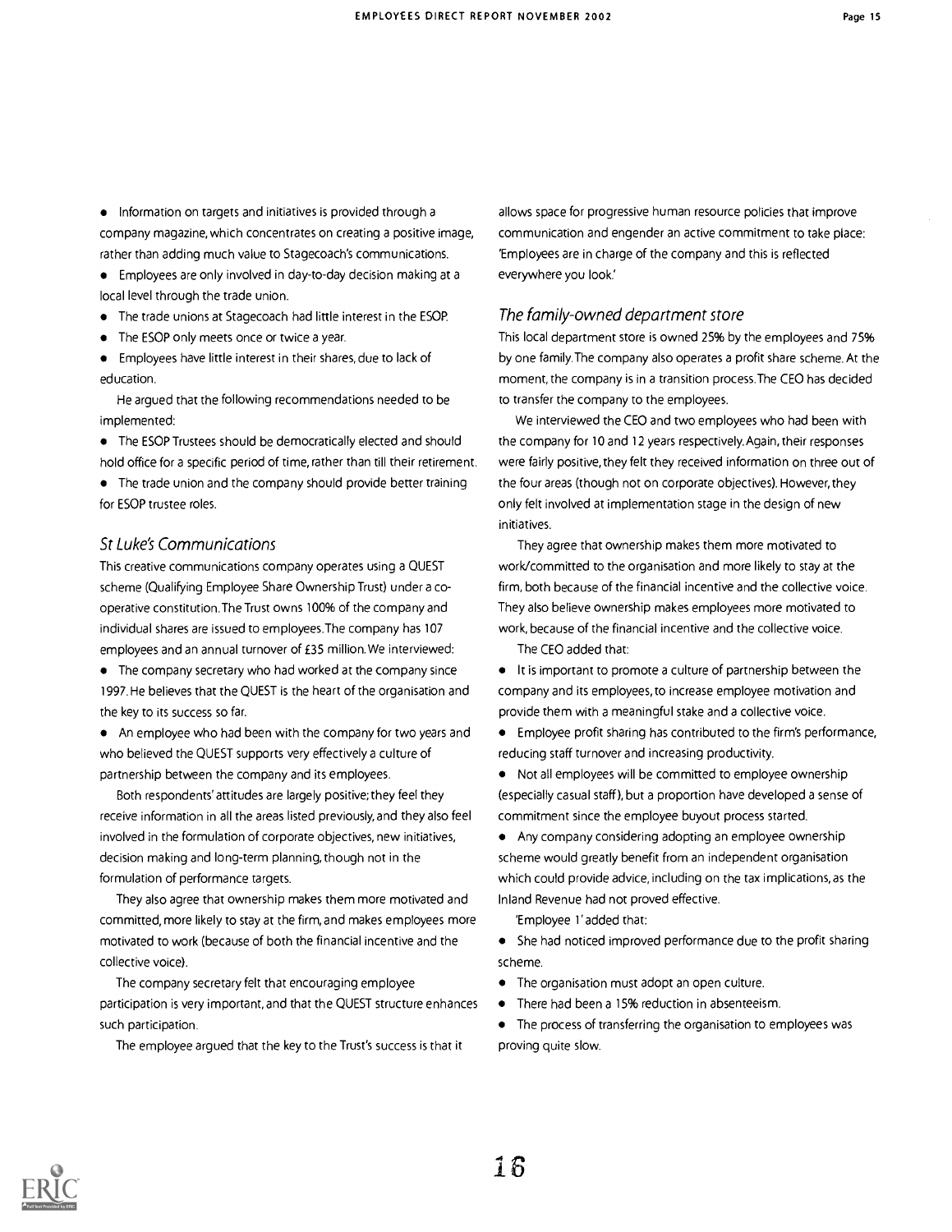- Information on targets and initiatives is provided through a company magazine, which concentrates on creating a positive image, rather than adding much value to Stagecoach's communications.
- Employees are only involved in day-to-day decision making at a local level through the trade union.
- The trade unions at Stagecoach had little interest in the ESOP.
- The ESOP only meets once or twice a year.
- Employees have little interest in their shares, due to lack of education.

He argued that the following recommendations needed to be implemented:

- The ESOP Trustees should be democratically elected and should hold office for a specific period of time, rather than till their retirement.
- The trade union and the company should provide better training for ESOP trustee roles.

### *St Luke's Communications*

This creative communications company operates using a QUEST scheme (Qualifying Employee Share Ownership Trust) under a co-operative constitution. The Trust owns 100% of the company and individual shares are issued to employees. The company has 107 employees and an annual turnover of £35 million. We interviewed:

- The company secretary who had worked at the company since 1997. He believes that the QUEST is the heart of the organisation and the key to its success so far.
- An employee who had been with the company for two years and who believed the QUEST supports very effectively a culture of partnership between the company and its employees.

Both respondents' attitudes are largely positive; they feel they receive information in all the areas listed previously, and they also feel involved in the formulation of corporate objectives, new initiatives, decision making and long-term planning, though not in the formulation of performance targets.

They also agree that ownership makes them more motivated and committed, more likely to stay at the firm, and makes employees more motivated to work (because of both the financial incentive and the collective voice).

The company secretary felt that encouraging employee participation is very important, and that the QUEST structure enhances such participation.

The employee argued that the key to the Trust's success is that it allows space for progressive human resource policies that improve communication and engender an active commitment to take place: 'Employees are in charge of the company and this is reflected everywhere you look.'

### *The family-owned department store*

This local department store is owned 25% by the employees and 75% by one family. The company also operates a profit share scheme. At the moment, the company is in a transition process. The CEO has decided to transfer the company to the employees.

We interviewed the CEO and two employees who had been with the company for 10 and 12 years respectively. Again, their responses were fairly positive, they felt they received information on three out of the four areas (though not on corporate objectives). However, they only felt involved at implementation stage in the design of new initiatives.

They agree that ownership makes them more motivated to work/committed to the organisation and more likely to stay at the firm, both because of the financial incentive and the collective voice. They also believe ownership makes employees more motivated to work, because of the financial incentive and the collective voice.

The CEO added that:

- It is important to promote a culture of partnership between the company and its employees, to increase employee motivation and provide them with a meaningful stake and a collective voice.
- Employee profit sharing has contributed to the firm's performance, reducing staff turnover and increasing productivity.
- Not all employees will be committed to employee ownership (especially casual staff), but a proportion have developed a sense of commitment since the employee buyout process started.
- Any company considering adopting an employee ownership scheme would greatly benefit from an independent organisation which could provide advice, including on the tax implications, as the Inland Revenue had not proved effective.

'Employee 1' added that:

- She had noticed improved performance due to the profit sharing scheme.
- The organisation must adopt an open culture.
- There had been a 15% reduction in absenteeism.
- The process of transferring the organisation to employees was proving quite slow.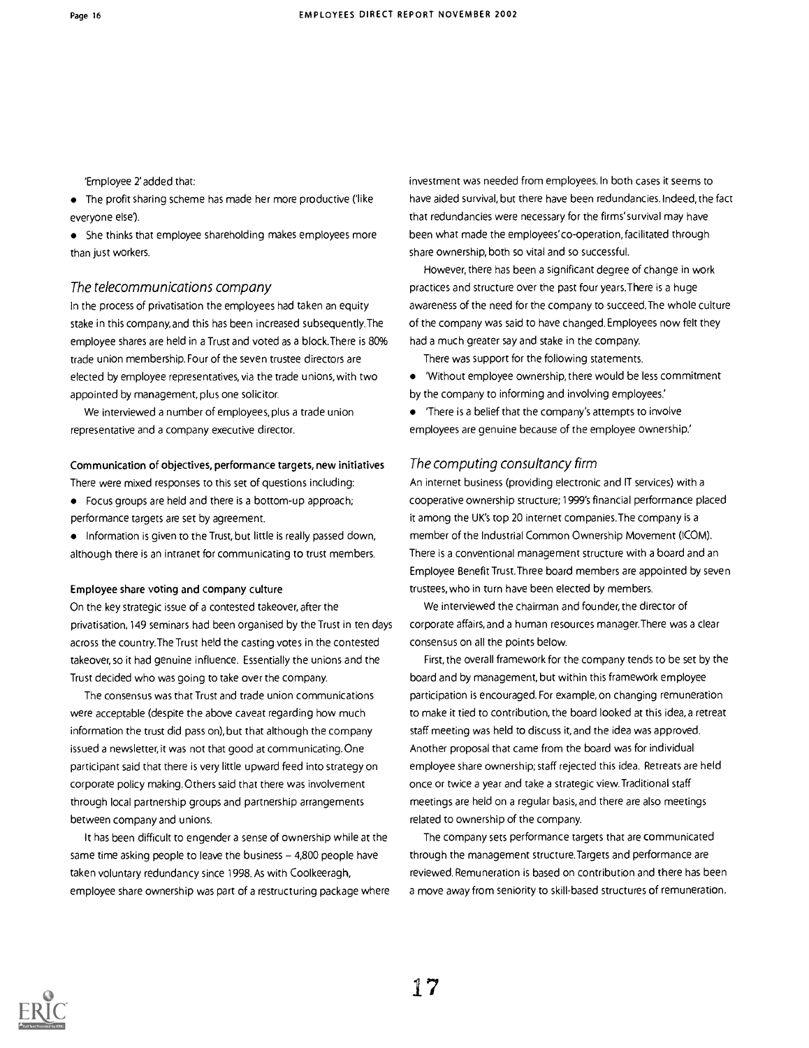'Employee 2' added that:

- The profit sharing scheme has made her more productive ('like everyone else').
- She thinks that employee shareholding makes employees more than just workers.

### *The telecommunications company*

In the process of privatisation the employees had taken an equity stake in this company, and this has been increased subsequently. The employee shares are held in a Trust and voted as a block. There is 80% trade union membership. Four of the seven trustee directors are elected by employee representatives, via the trade unions, with two appointed by management, plus one solicitor.

We interviewed a number of employees, plus a trade union representative and a company executive director.

#### Communication of objectives, performance targets, new initiatives

There were mixed responses to this set of questions including:

- Focus groups are held and there is a bottom-up approach; performance targets are set by agreement.
- Information is given to the Trust, but little is really passed down, although there is an intranet for communicating to trust members.

#### Employee share voting and company culture

On the key strategic issue of a contested takeover, after the privatisation, 149 seminars had been organised by the Trust in ten days across the country. The Trust held the casting votes in the contested takeover, so it had genuine influence. Essentially the unions and the Trust decided who was going to take over the company.

The consensus was that Trust and trade union communications were acceptable (despite the above caveat regarding how much information the trust did pass on), but that although the company issued a newsletter, it was not that good at communicating. One participant said that there is very little upward feed into strategy on corporate policy making. Others said that there was involvement through local partnership groups and partnership arrangements between company and unions.

It has been difficult to engender a sense of ownership while at the same time asking people to leave the business – 4,800 people have taken voluntary redundancy since 1998. As with Coolkeeragh, employee share ownership was part of a restructuring package where investment was needed from employees. In both cases it seems to have aided survival, but there have been redundancies. Indeed, the fact that redundancies were necessary for the firms' survival may have been what made the employees' co-operation, facilitated through share ownership, both so vital and so successful.

However, there has been a significant degree of change in work practices and structure over the past four years. There is a huge awareness of the need for the company to succeed. The whole culture of the company was said to have changed. Employees now felt they had a much greater say and stake in the company.

There was support for the following statements.

- 'Without employee ownership, there would be less commitment by the company to informing and involving employees.'
- 'There is a belief that the company's attempts to involve employees are genuine because of the employee ownership.'

### *The computing consultancy firm*

An internet business (providing electronic and IT services) with a cooperative ownership structure; 1999's financial performance placed it among the UK's top 20 internet companies. The company is a member of the Industrial Common Ownership Movement (ICOM). There is a conventional management structure with a board and an Employee Benefit Trust. Three board members are appointed by seven trustees, who in turn have been elected by members.

We interviewed the chairman and founder, the director of corporate affairs, and a human resources manager. There was a clear consensus on all the points below.

First, the overall framework for the company tends to be set by the board and by management, but within this framework employee participation is encouraged. For example, on changing remuneration to make it tied to contribution, the board looked at this idea, a retreat staff meeting was held to discuss it, and the idea was approved. Another proposal that came from the board was for individual employee share ownership; staff rejected this idea. Retreats are held once or twice a year and take a strategic view. Traditional staff meetings are held on a regular basis, and there are also meetings related to ownership of the company.

The company sets performance targets that are communicated through the management structure. Targets and performance are reviewed. Remuneration is based on contribution and there has been a move away from seniority to skill-based structures of remuneration.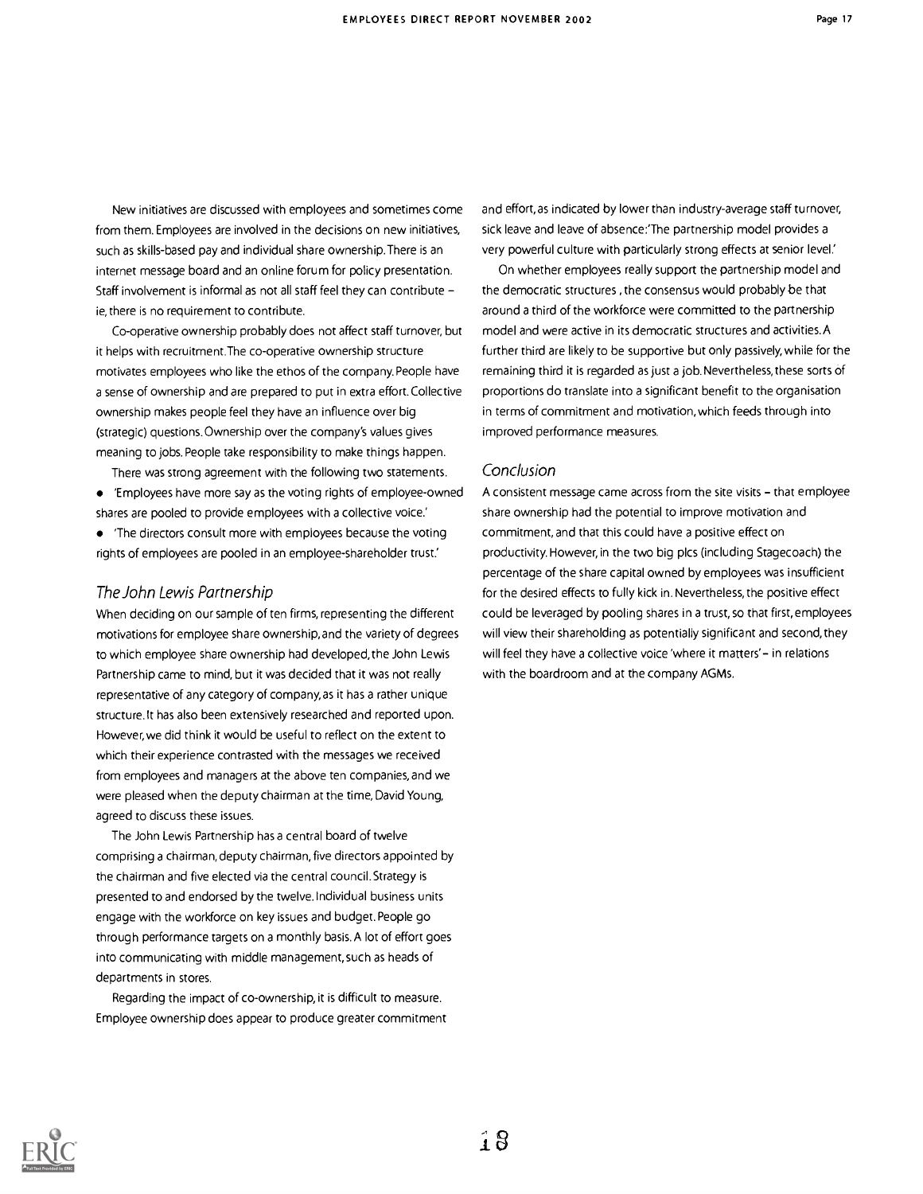New initiatives are discussed with employees and sometimes come from them. Employees are involved in the decisions on new initiatives, such as skills-based pay and individual share ownership. There is an internet message board and an online forum for policy presentation. Staff involvement is informal as not all staff feel they can contribute – ie, there is no requirement to contribute.

Co-operative ownership probably does not affect staff turnover, but it helps with recruitment. The co-operative ownership structure motivates employees who like the ethos of the company. People have a sense of ownership and are prepared to put in extra effort. Collective ownership makes people feel they have an influence over big (strategic) questions. Ownership over the company's values gives meaning to jobs. People take responsibility to make things happen.

There was strong agreement with the following two statements.

- 'Employees have more say as the voting rights of employee-owned shares are pooled to provide employees with a collective voice.'
- 'The directors consult more with employees because the voting rights of employees are pooled in an employee-shareholder trust.'

## *The John Lewis Partnership*

When deciding on our sample of ten firms, representing the different motivations for employee share ownership, and the variety of degrees to which employee share ownership had developed, the John Lewis Partnership came to mind, but it was decided that it was not really representative of any category of company, as it has a rather unique structure. It has also been extensively researched and reported upon. However, we did think it would be useful to reflect on the extent to which their experience contrasted with the messages we received from employees and managers at the above ten companies, and we were pleased when the deputy chairman at the time, David Young, agreed to discuss these issues.

The John Lewis Partnership has a central board of twelve comprising a chairman, deputy chairman, five directors appointed by the chairman and five elected via the central council. Strategy is presented to and endorsed by the twelve. Individual business units engage with the workforce on key issues and budget. People go through performance targets on a monthly basis. A lot of effort goes into communicating with middle management, such as heads of departments in stores.

Regarding the impact of co-ownership, it is difficult to measure. Employee ownership does appear to produce greater commitment and effort, as indicated by lower than industry-average staff turnover, sick leave and leave of absence: 'The partnership model provides a very powerful culture with particularly strong effects at senior level.'

On whether employees really support the partnership model and the democratic structures, the consensus would probably be that around a third of the workforce were committed to the partnership model and were active in its democratic structures and activities. A further third are likely to be supportive but only passively, while for the remaining third it is regarded as just a job. Nevertheless, these sorts of proportions do translate into a significant benefit to the organisation in terms of commitment and motivation, which feeds through into improved performance measures.

## *Conclusion*

A consistent message came across from the site visits – that employee share ownership had the potential to improve motivation and commitment, and that this could have a positive effect on productivity. However, in the two big plcs (including Stagecoach) the percentage of the share capital owned by employees was insufficient for the desired effects to fully kick in. Nevertheless, the positive effect could be leveraged by pooling shares in a trust, so that first, employees will view their shareholding as potentially significant and second, they will feel they have a collective voice 'where it matters' – in relations with the boardroom and at the company AGMs.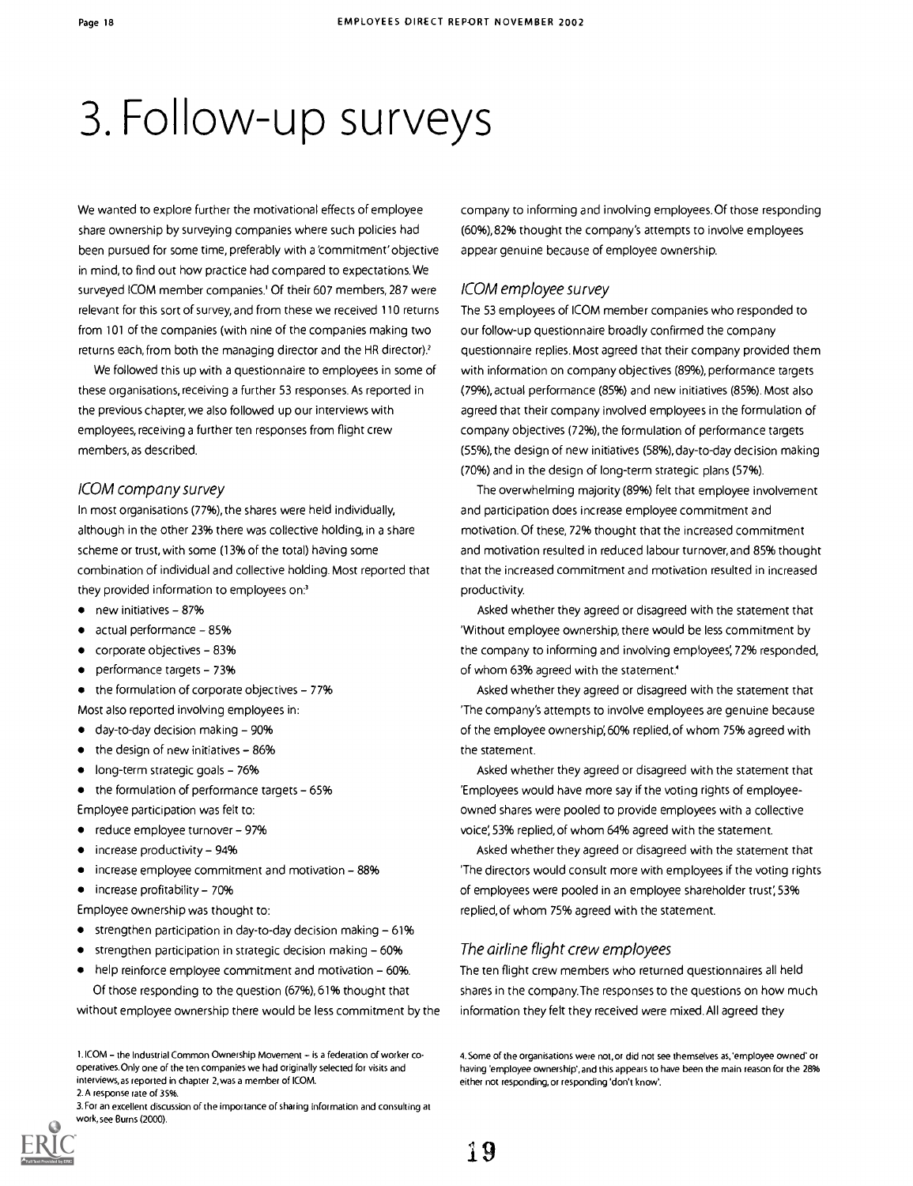# 3. Follow-up surveys

We wanted to explore further the motivational effects of employee share ownership by surveying companies where such policies had been pursued for some time, preferably with a 'commitment' objective in mind, to find out how practice had compared to expectations. We surveyed ICOM member companies.[1] Of their 607 members, 287 were relevant for this sort of survey, and from these we received 110 returns from 101 of the companies (with nine of the companies making two returns each, from both the managing director and the HR director).[2]

We followed this up with a questionnaire to employees in some of these organisations, receiving a further 53 responses. As reported in the previous chapter, we also followed up our interviews with employees, receiving a further ten responses from flight crew members, as described.

### *ICOM company survey*

In most organisations (77%), the shares were held individually, although in the other 23% there was collective holding, in a share scheme or trust, with some (13% of the total) having some combination of individual and collective holding. Most reported that they provided information to employees on:[3]

- new initiatives – 87%
- actual performance – 85%
- corporate objectives – 83%
- performance targets – 73%
- the formulation of corporate objectives – 77%

Most also reported involving employees in:

- day-to-day decision making – 90%
- the design of new initiatives – 86%
- long-term strategic goals – 76%
- the formulation of performance targets – 65%

Employee participation was felt to:

- reduce employee turnover – 97%
- increase productivity – 94%
- increase employee commitment and motivation – 88%
- increase profitability – 70%

Employee ownership was thought to:

- strengthen participation in day-to-day decision making – 61%
- strengthen participation in strategic decision making – 60%
- help reinforce employee commitment and motivation – 60%.

Of those responding to the question (67%), 61% thought that without employee ownership there would be less commitment by the company to informing and involving employees. Of those responding (60%), 82% thought the company's attempts to involve employees appear genuine because of employee ownership.

### *ICOM employee survey*

The 53 employees of ICOM member companies who responded to our follow-up questionnaire broadly confirmed the company questionnaire replies. Most agreed that their company provided them with information on company objectives (89%), performance targets (79%), actual performance (85%) and new initiatives (85%). Most also agreed that their company involved employees in the formulation of company objectives (72%), the formulation of performance targets (55%), the design of new initiatives (58%), day-to-day decision making (70%) and in the design of long-term strategic plans (57%).

The overwhelming majority (89%) felt that employee involvement and participation does increase employee commitment and motivation. Of these, 72% thought that the increased commitment and motivation resulted in reduced labour turnover, and 85% thought that the increased commitment and motivation resulted in increased productivity.

Asked whether they agreed or disagreed with the statement that 'Without employee ownership, there would be less commitment by the company to informing and involving employees', 72% responded, of whom 63% agreed with the statement.[4]

Asked whether they agreed or disagreed with the statement that 'The company's attempts to involve employees are genuine because of the employee ownership', 60% replied, of whom 75% agreed with the statement.

Asked whether they agreed or disagreed with the statement that 'Employees would have more say if the voting rights of employee-owned shares were pooled to provide employees with a collective voice', 53% replied, of whom 64% agreed with the statement.

Asked whether they agreed or disagreed with the statement that 'The directors would consult more with employees if the voting rights of employees were pooled in an employee shareholder trust', 53% replied, of whom 75% agreed with the statement.

### *The airline flight crew employees*

The ten flight crew members who returned questionnaires all held shares in the company. The responses to the questions on how much information they felt they received were mixed. All agreed they

1. ICOM – the Industrial Common Ownership Movement – is a federation of worker co-operatives. Only one of the ten companies we had originally selected for visits and interviews, as reported in chapter 2, was a member of ICOM.
2. A response rate of 35%.
3. For an excellent discussion of the importance of sharing information and consulting at work, see Burns (2000).
4. Some of the organisations were not, or did not see themselves as, 'employee owned' or having 'employee ownership', and this appears to have been the main reason for the 28% either not responding, or responding 'don't know'.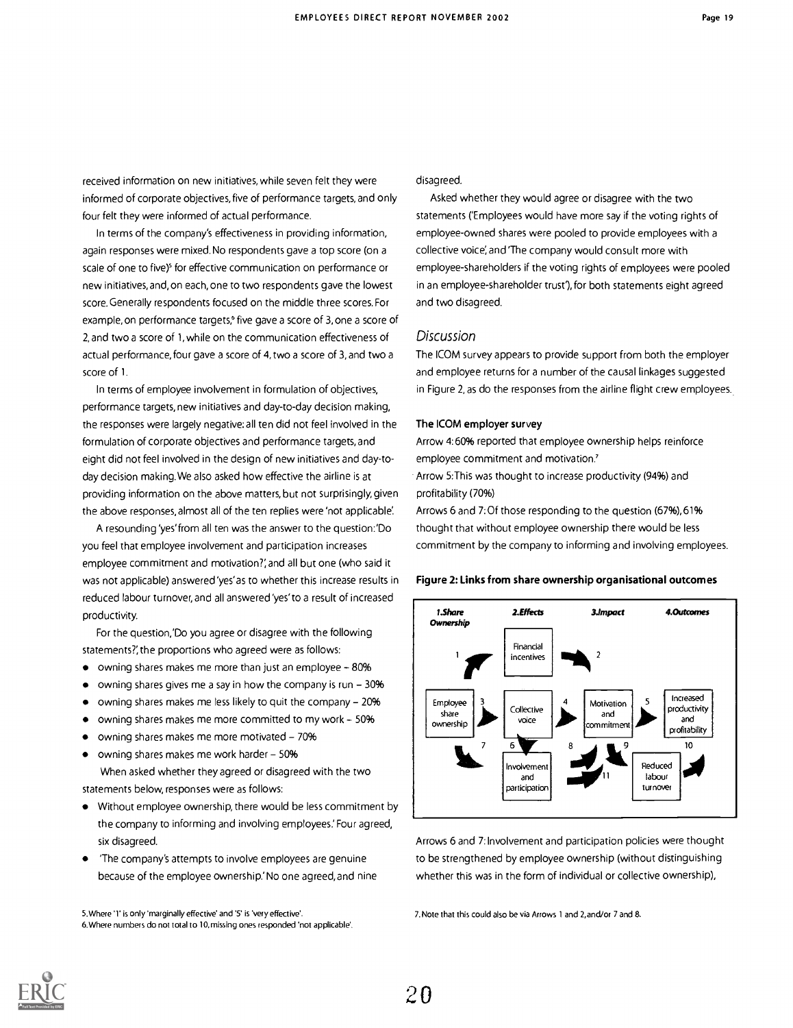received information on new initiatives, while seven felt they were informed of corporate objectives, five of performance targets, and only four felt they were informed of actual performance.

In terms of the company's effectiveness in providing information, again responses were mixed. No respondents gave a top score (on a scale of one to five)[5] for effective communication on performance or new initiatives, and, on each, one to two respondents gave the lowest score. Generally respondents focused on the middle three scores. For example, on performance targets,[6] five gave a score of 3, one a score of 2, and two a score of 1, while on the communication effectiveness of actual performance, four gave a score of 4, two a score of 3, and two a score of 1.

In terms of employee involvement in formulation of objectives, performance targets, new initiatives and day-to-day decision making, the responses were largely negative: all ten did not feel involved in the formulation of corporate objectives and performance targets, and eight did not feel involved in the design of new initiatives and day-to-day decision making. We also asked how effective the airline is at providing information on the above matters, but not surprisingly, given the above responses, almost all of the ten replies were 'not applicable'.

A resounding 'yes' from all ten was the answer to the question: 'Do you feel that employee involvement and participation increases employee commitment and motivation?', and all but one (who said it was not applicable) answered 'yes' as to whether this increase results in reduced labour turnover, and all answered 'yes' to a result of increased productivity.

For the question, 'Do you agree or disagree with the following statements?', the proportions who agreed were as follows:

- owning shares makes me more than just an employee – 80%
- owning shares gives me a say in how the company is run – 30%
- owning shares makes me less likely to quit the company – 20%
- owning shares makes me more committed to my work – 50%
- owning shares makes me more motivated – 70%
- owning shares makes me work harder – 50%

When asked whether they agreed or disagreed with the two statements below, responses were as follows:

- Without employee ownership, there would be less commitment by the company to informing and involving employees.' Four agreed, six disagreed.
- 'The company's attempts to involve employees are genuine because of the employee ownership.' No one agreed, and nine disagreed.

Asked whether they would agree or disagree with the two statements ('Employees would have more say if the voting rights of employee-owned shares were pooled to provide employees with a collective voice', and 'The company would consult more with employee-shareholders if the voting rights of employees were pooled in an employee-shareholder trust'), for both statements eight agreed and two disagreed.

## *Discussion*

The ICOM survey appears to provide support from both the employer and employee returns for a number of the causal linkages suggested in Figure 2, as do the responses from the airline flight crew employees.

#### The ICOM employer survey

Arrow 4: 60% reported that employee ownership helps reinforce employee commitment and motivation.[7]

Arrow 5: This was thought to increase productivity (94%) and profitability (70%)

Arrows 6 and 7: Of those responding to the question (67%), 61% thought that without employee ownership there would be less commitment by the company to informing and involving employees.

**Figure 2: Links from share ownership organisational outcomes**

| 1. Share Ownership | 2. Effects | 3. Impact | 4. Outcomes |
|---|---|---|---|
| | Financial incentives | | |
| Employee share ownership | Collective voice | Motivation and commitment | Increased productivity and profitability |
| | Involvement and participation | | Reduced labour turnover |

Arrows 6 and 7: Involvement and participation policies were thought to be strengthened by employee ownership (without distinguishing whether this was in the form of individual or collective ownership),

5. Where '1' is only 'marginally effective' and '5' is 'very effective'.

6. Where numbers do not total to 10, missing ones responded 'not applicable'.

7. Note that this could also be via Arrows 1 and 2, and/or 7 and 8.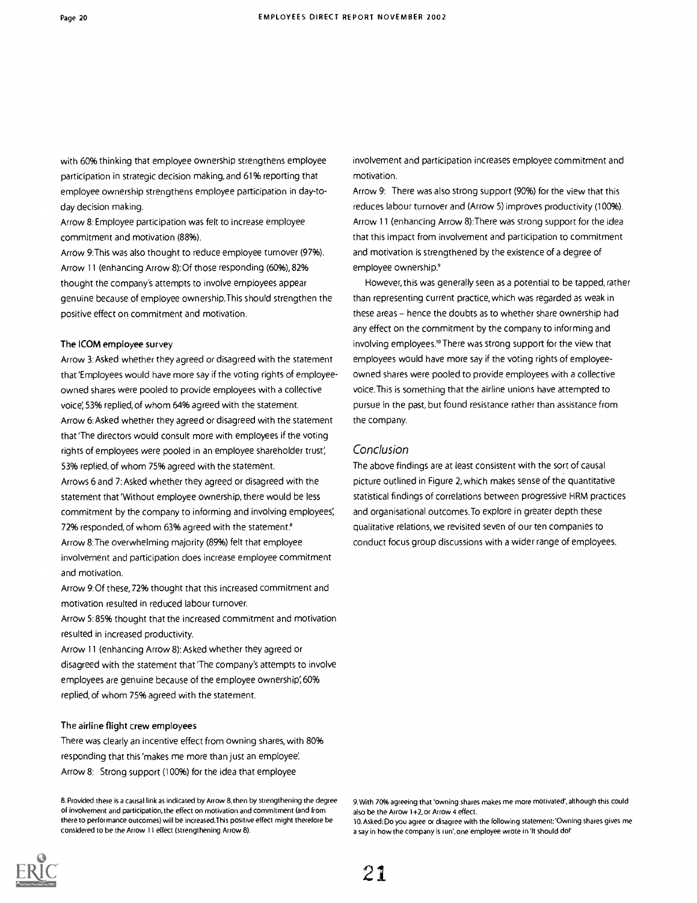with 60% thinking that employee ownership strengthens employee participation in strategic decision making, and 61% reporting that employee ownership strengthens employee participation in day-to-day decision making.

Arrow 8: Employee participation was felt to increase employee commitment and motivation (88%).

Arrow 9: This was also thought to reduce employee turnover (97%).

Arrow 11 (enhancing Arrow 8): Of those responding (60%), 82% thought the company's attempts to involve employees appear genuine because of employee ownership. This should strengthen the positive effect on commitment and motivation.

### The ICOM employee survey

Arrow 3: Asked whether they agreed or disagreed with the statement that 'Employees would have more say if the voting rights of employee-owned shares were pooled to provide employees with a collective voice', 53% replied, of whom 64% agreed with the statement.

Arrow 6: Asked whether they agreed or disagreed with the statement that 'The directors would consult more with employees if the voting rights of employees were pooled in an employee shareholder trust', 53% replied, of whom 75% agreed with the statement.

Arrows 6 and 7: Asked whether they agreed or disagreed with the statement that 'Without employee ownership, there would be less commitment by the company to informing and involving employees', 72% responded, of whom 63% agreed with the statement.[8]

Arrow 8: The overwhelming majority (89%) felt that employee involvement and participation does increase employee commitment and motivation.

Arrow 9: Of these, 72% thought that this increased commitment and motivation resulted in reduced labour turnover.

Arrow 5: 85% thought that the increased commitment and motivation resulted in increased productivity.

Arrow 11 (enhancing Arrow 8): Asked whether they agreed or disagreed with the statement that 'The company's attempts to involve employees are genuine because of the employee ownership', 60% replied, of whom 75% agreed with the statement.

### The airline flight crew employees

There was clearly an incentive effect from owning shares, with 80% responding that this 'makes me more than just an employee'.

Arrow 8: Strong support (100%) for the idea that employee involvement and participation increases employee commitment and motivation.

Arrow 9: There was also strong support (90%) for the view that this reduces labour turnover and (Arrow 5) improves productivity (100%).

Arrow 11 (enhancing Arrow 8): There was strong support for the idea that this impact from involvement and participation to commitment and motivation is strengthened by the existence of a degree of employee ownership.[9]

However, this was generally seen as a potential to be tapped, rather than representing current practice, which was regarded as weak in these areas – hence the doubts as to whether share ownership had any effect on the commitment by the company to informing and involving employees.[10] There was strong support for the view that employees would have more say if the voting rights of employee-owned shares were pooled to provide employees with a collective voice. This is something that the airline unions have attempted to pursue in the past, but found resistance rather than assistance from the company.

## *Conclusion*

The above findings are at least consistent with the sort of causal picture outlined in Figure 2, which makes sense of the quantitative statistical findings of correlations between progressive HRM practices and organisational outcomes. To explore in greater depth these qualitative relations, we revisited seven of our ten companies to conduct focus group discussions with a wider range of employees.

---

8. Provided there is a causal link as indicated by Arrow 8, then by strengthening the degree of involvement and participation, the effect on motivation and commitment (and from there to performance outcomes) will be increased. This positive effect might therefore be considered to be the Arrow 11 effect (strengthening Arrow 8).

9. With 70% agreeing that 'owning shares makes me more motivated', although this could also be the Arrow 1+2, or Arrow 4 effect.

10. Asked: Do you agree or disagree with the following statement: 'Owning shares gives me a say in how the company is run', one employee wrote in 'It should do!'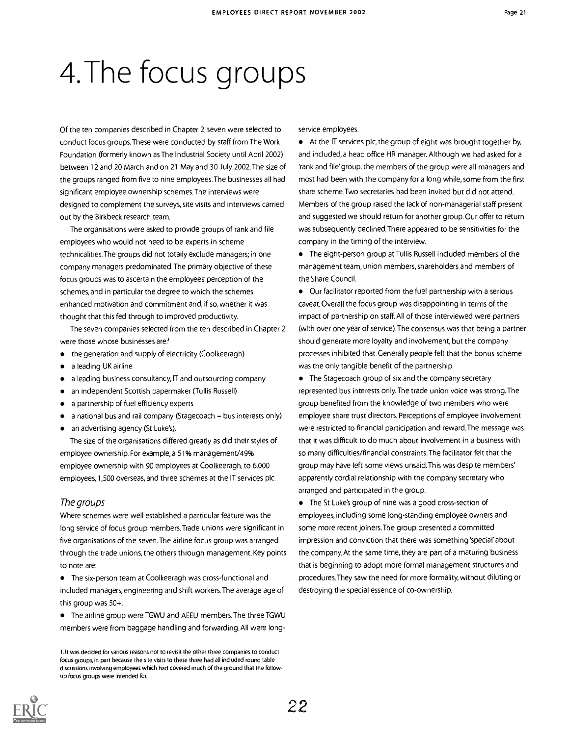# 4. The focus groups

Of the ten companies described in Chapter 2, seven were selected to conduct focus groups. These were conducted by staff from The Work Foundation (formerly known as The Industrial Society until April 2002) between 12 and 20 March and on 21 May and 30 July 2002. The size of the groups ranged from five to nine employees. The businesses all had significant employee ownership schemes. The interviews were designed to complement the surveys, site visits and interviews carried out by the Birkbeck research team.

The organisations were asked to provide groups of rank and file employees who would not need to be experts in scheme technicalities. The groups did not totally exclude managers; in one company managers predominated. The primary objective of these focus groups was to ascertain the employees' perception of the schemes, and in particular the degree to which the schemes enhanced motivation and commitment and, if so, whether it was thought that this fed through to improved productivity.

The seven companies selected from the ten described in Chapter 2 were those whose businesses are:[1]

- the generation and supply of electricity (Coolkeeragh)
- a leading UK airline
- a leading business consultancy, IT and outsourcing company
- an independent Scottish papermaker (Tullis Russell)
- a partnership of fuel efficiency experts
- a national bus and rail company (Stagecoach – bus interests only)
- an advertising agency (St Luke's).

The size of the organisations differed greatly as did their styles of employee ownership. For example, a 51% management/49% employee ownership with 90 employees at Coolkeeragh, to 6,000 employees, 1,500 overseas, and three schemes at the IT services plc.

## *The groups*

Where schemes were well established a particular feature was the long service of focus group members. Trade unions were significant in five organisations of the seven. The airline focus group was arranged through the trade unions, the others through management. Key points to note are:

- The six-person team at Coolkeeragh was cross-functional and included managers, engineering and shift workers. The average age of this group was 50+.
- The airline group were TGWU and AEEU members. The three TGWU members were from baggage handling and forwarding. All were long-service employees.
- At the IT services plc, the group of eight was brought together by, and included, a head office HR manager. Although we had asked for a 'rank and file' group, the members of the group were all managers and most had been with the company for a long while, some from the first share scheme. Two secretaries had been invited but did not attend. Members of the group raised the lack of non-managerial staff present and suggested we should return for another group. Our offer to return was subsequently declined. There appeared to be sensitivities for the company in the timing of the interview.
- The eight-person group at Tullis Russell included members of the management team, union members, shareholders and members of the Share Council.
- Our facilitator reported from the fuel partnership with a serious caveat. Overall the focus group was disappointing in terms of the impact of partnership on staff. All of those interviewed were partners (with over one year of service). The consensus was that being a partner should generate more loyalty and involvement, but the company processes inhibited that. Generally people felt that the bonus scheme was the only tangible benefit of the partnership.
- The Stagecoach group of six and the company secretary represented bus interests only. The trade union voice was strong. The group benefited from the knowledge of two members who were employee share trust directors. Perceptions of employee involvement were restricted to financial participation and reward. The message was that it was difficult to do much about involvement in a business with so many difficulties/financial constraints. The facilitator felt that the group may have left some views unsaid. This was despite members' apparently cordial relationship with the company secretary who arranged and participated in the group.
- The St Luke's group of nine was a good cross-section of employees, including some long-standing employee owners and some more recent joiners. The group presented a committed impression and conviction that there was something 'special' about the company. At the same time, they are part of a maturing business that is beginning to adopt more formal management structures and procedures. They saw the need for more formality, without diluting or destroying the special essence of co-ownership.

1. It was decided for various reasons not to revisit the other three companies to conduct focus groups, in part because the site visits to these three had all included round table discussions involving employees which had covered much of the ground that the follow-up focus groups were intended for.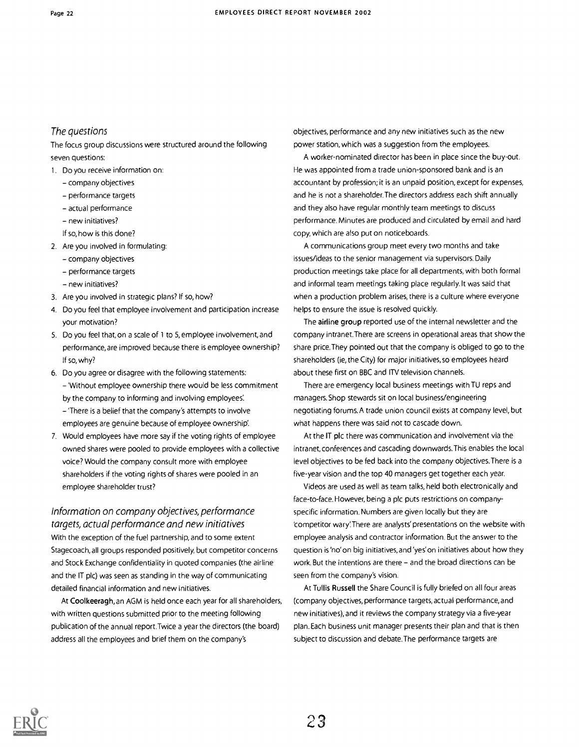### *The questions*

The focus group discussions were structured around the following seven questions:

1. Do you receive information on:
   - company objectives
   - performance targets
   - actual performance
   - new initiatives?

   If so, how is this done?
2. Are you involved in formulating:
   - company objectives
   - performance targets
   - new initiatives?
3. Are you involved in strategic plans? If so, how?
4. Do you feel that employee involvement and participation increase your motivation?
5. Do you feel that, on a scale of 1 to 5, employee involvement, and performance, are improved because there is employee ownership? If so, why?
6. Do you agree or disagree with the following statements:
   - 'Without employee ownership there would be less commitment by the company to informing and involving employees'.
   - 'There is a belief that the company's attempts to involve employees are genuine because of employee ownership'.
7. Would employees have more say if the voting rights of employee owned shares were pooled to provide employees with a collective voice? Would the company consult more with employee shareholders if the voting rights of shares were pooled in an employee shareholder trust?

### *Information on company objectives, performance targets, actual performance and new initiatives*

With the exception of the fuel partnership, and to some extent Stagecoach, all groups responded positively, but competitor concerns and Stock Exchange confidentiality in quoted companies (the airline and the IT plc) was seen as standing in the way of communicating detailed financial information and new initiatives.

At **Coolkeeragh**, an AGM is held once each year for all shareholders, with written questions submitted prior to the meeting following publication of the annual report. Twice a year the directors (the board) address all the employees and brief them on the company's objectives, performance and any new initiatives such as the new power station, which was a suggestion from the employees.

A worker-nominated director has been in place since the buy-out. He was appointed from a trade union-sponsored bank and is an accountant by profession; it is an unpaid position, except for expenses, and he is not a shareholder. The directors address each shift annually and they also have regular monthly team meetings to discuss performance. Minutes are produced and circulated by email and hard copy, which are also put on noticeboards.

A communications group meet every two months and take issues/ideas to the senior management via supervisors. Daily production meetings take place for all departments, with both formal and informal team meetings taking place regularly. It was said that when a production problem arises, there is a culture where everyone helps to ensure the issue is resolved quickly.

The **airline group** reported use of the internal newsletter and the company intranet. There are screens in operational areas that show the share price. They pointed out that the company is obliged to go to the shareholders (ie, the City) for major initiatives, so employees heard about these first on BBC and ITV television channels.

There are emergency local business meetings with TU reps and managers. Shop stewards sit on local business/engineering negotiating forums. A trade union council exists at company level, but what happens there was said not to cascade down.

At the **IT plc** there was communication and involvement via the intranet, conferences and cascading downwards. This enables the local level objectives to be fed back into the company objectives. There is a five-year vision and the top 40 managers get together each year.

Videos are used as well as team talks, held both electronically and face-to-face. However, being a plc puts restrictions on company-specific information. Numbers are given locally but they are 'competitor wary'. There are analysts' presentations on the website with employee analysis and contractor information. But the answer to the question is 'no' on big initiatives, and 'yes' on initiatives about how they work. But the intentions are there – and the broad directions can be seen from the company's vision.

At **Tullis Russell** the Share Council is fully briefed on all four areas (company objectives, performance targets, actual performance, and new initiatives), and it reviews the company strategy via a five-year plan. Each business unit manager presents their plan and that is then subject to discussion and debate. The performance targets are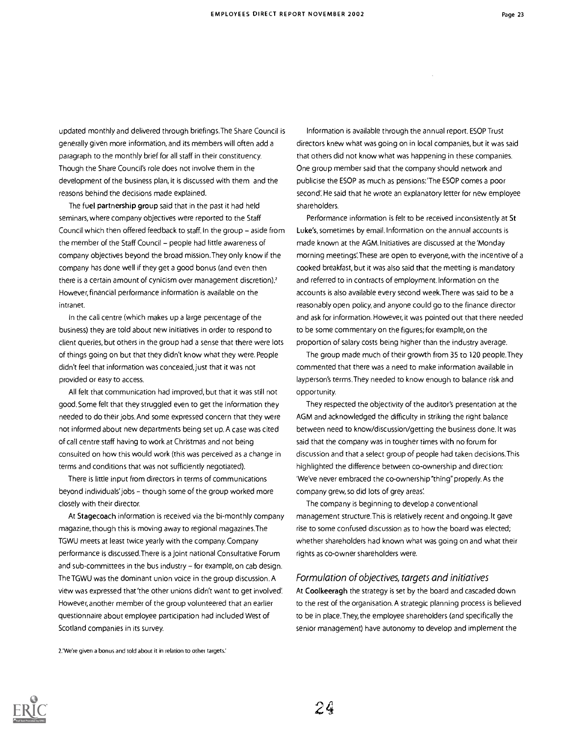updated monthly and delivered through briefings. The Share Council is generally given more information, and its members will often add a paragraph to the monthly brief for all staff in their constituency. Though the Share Council's role does not involve them in the development of the business plan, it is discussed with them and the reasons behind the decisions made explained.

The **fuel partnership group** said that in the past it had held seminars, where company objectives were reported to the Staff Council which then offered feedback to staff. In the group – aside from the member of the Staff Council – people had little awareness of company objectives beyond the broad mission. They only know if the company has done well if they get a good bonus (and even then there is a certain amount of cynicism over management discretion).[2] However, financial performance information is available on the intranet.

In the call centre (which makes up a large percentage of the business) they are told about new initiatives in order to respond to client queries, but others in the group had a sense that there were lots of things going on but that they didn't know what they were. People didn't feel that information was concealed, just that it was not provided or easy to access.

All felt that communication had improved, but that it was still not good. Some felt that they struggled even to get the information they needed to do their jobs. And some expressed concern that they were not informed about new departments being set up. A case was cited of call centre staff having to work at Christmas and not being consulted on how this would work (this was perceived as a change in terms and conditions that was not sufficiently negotiated).

There is little input from directors in terms of communications beyond individuals' jobs – though some of the group worked more closely with their director.

At **Stagecoach** information is received via the bi-monthly company magazine, though this is moving away to regional magazines. The TGWU meets at least twice yearly with the company. Company performance is discussed. There is a joint national Consultative Forum and sub-committees in the bus industry – for example, on cab design. The TGWU was the dominant union voice in the group discussion. A view was expressed that 'the other unions didn't want to get involved'. However, another member of the group volunteered that an earlier questionnaire about employee participation had included West of Scotland companies in its survey.

Information is available through the annual report. ESOP Trust directors knew what was going on in local companies, but it was said that others did not know what was happening in these companies. One group member said that the company should network and publicise the ESOP as much as pensions: 'The ESOP comes a poor second'. He said that he wrote an explanatory letter for new employee shareholders.

Performance information is felt to be received inconsistently at **St Luke's**, sometimes by email. Information on the annual accounts is made known at the AGM. Initiatives are discussed at the 'Monday morning meetings'. These are open to everyone, with the incentive of a cooked breakfast, but it was also said that the meeting is mandatory and referred to in contracts of employment. Information on the accounts is also available every second week. There was said to be a reasonably open policy, and anyone could go to the finance director and ask for information. However, it was pointed out that there needed to be some commentary on the figures; for example, on the proportion of salary costs being higher than the industry average.

The group made much of their growth from 35 to 120 people. They commented that there was a need to make information available in layperson's terms. They needed to know enough to balance risk and opportunity.

They respected the objectivity of the auditor's presentation at the AGM and acknowledged the difficulty in striking the right balance between need to know/discussion/getting the business done. It was said that the company was in tougher times with no forum for discussion and that a select group of people had taken decisions. This highlighted the difference between co-ownership and direction: 'We've never embraced the co-ownership "thing" properly. As the company grew, so did lots of grey areas'.

The company is beginning to develop a conventional management structure. This is relatively recent and ongoing. It gave rise to some confused discussion as to how the board was elected; whether shareholders had known what was going on and what their rights as co-owner shareholders were.

### *Formulation of objectives, targets and initiatives*

At **Coolkeeragh** the strategy is set by the board and cascaded down to the rest of the organisation. A strategic planning process is believed to be in place. They, the employee shareholders (and specifically the senior management) have autonomy to develop and implement the

2. 'We're given a bonus and told about it in relation to other targets.'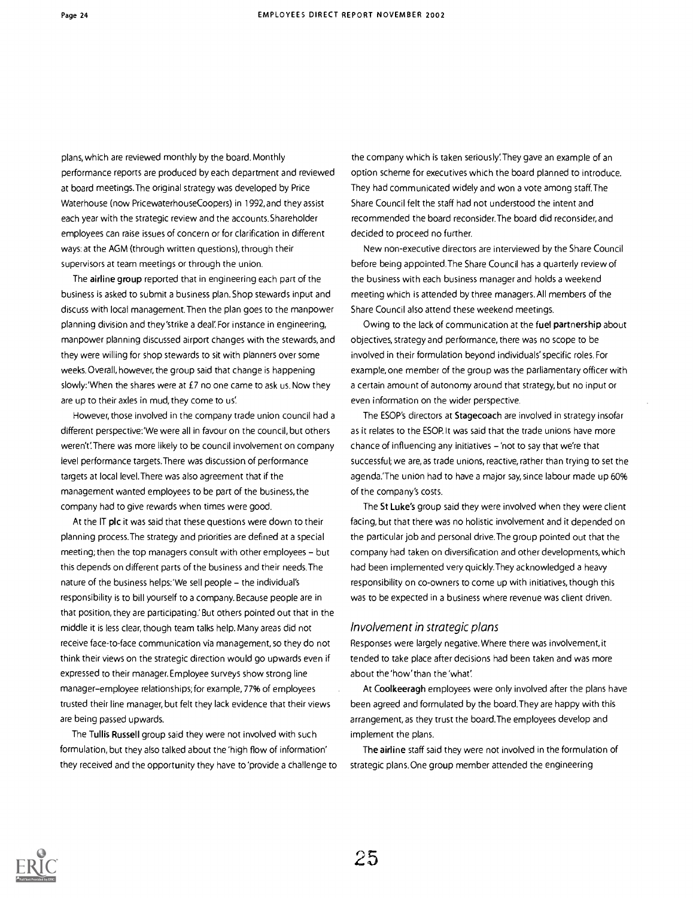plans, which are reviewed monthly by the board. Monthly performance reports are produced by each department and reviewed at board meetings. The original strategy was developed by Price Waterhouse (now PricewaterhouseCoopers) in 1992, and they assist each year with the strategic review and the accounts. Shareholder employees can raise issues of concern or for clarification in different ways: at the AGM (through written questions), through their supervisors at team meetings or through the union.

The **airline group** reported that in engineering each part of the business is asked to submit a business plan. Shop stewards input and discuss with local management. Then the plan goes to the manpower planning division and they 'strike a deal'. For instance in engineering, manpower planning discussed airport changes with the stewards, and they were willing for shop stewards to sit with planners over some weeks. Overall, however, the group said that change is happening slowly: 'When the shares were at £7 no one came to ask us. Now they are up to their axles in mud, they come to us'.

However, those involved in the company trade union council had a different perspective: 'We were all in favour on the council, but others weren't'. There was more likely to be council involvement on company level performance targets. There was discussion of performance targets at local level. There was also agreement that if the management wanted employees to be part of the business, the company had to give rewards when times were good.

At the IT **plc** it was said that these questions were down to their planning process. The strategy and priorities are defined at a special meeting; then the top managers consult with other employees – but this depends on different parts of the business and their needs. The nature of the business helps: 'We sell people – the individual's responsibility is to bill yourself to a company. Because people are in that position, they are participating.' But others pointed out that in the middle it is less clear, though team talks help. Many areas did not receive face-to-face communication via management, so they do not think their views on the strategic direction would go upwards even if expressed to their manager. Employee surveys show strong line manager–employee relationships; for example, 77% of employees trusted their line manager, but felt they lack evidence that their views are being passed upwards.

The **Tullis Russell** group said they were not involved with such formulation, but they also talked about the 'high flow of information' they received and the opportunity they have to 'provide a challenge to the company which is taken seriously'. They gave an example of an option scheme for executives which the board planned to introduce. They had communicated widely and won a vote among staff. The Share Council felt the staff had not understood the intent and recommended the board reconsider. The board did reconsider, and decided to proceed no further.

New non-executive directors are interviewed by the Share Council before being appointed. The Share Council has a quarterly review of the business with each business manager and holds a weekend meeting which is attended by three managers. All members of the Share Council also attend these weekend meetings.

Owing to the lack of communication at the **fuel partnership** about objectives, strategy and performance, there was no scope to be involved in their formulation beyond individuals' specific roles. For example, one member of the group was the parliamentary officer with a certain amount of autonomy around that strategy, but no input or even information on the wider perspective.

The ESOP's directors at **Stagecoach** are involved in strategy insofar as it relates to the ESOP. It was said that the trade unions have more chance of influencing any initiatives – 'not to say that we're that successful; we are, as trade unions, reactive, rather than trying to set the agenda.' The union had to have a major say, since labour made up 60% of the company's costs.

The **St Luke's** group said they were involved when they were client facing, but that there was no holistic involvement and it depended on the particular job and personal drive. The group pointed out that the company had taken on diversification and other developments, which had been implemented very quickly. They acknowledged a heavy responsibility on co-owners to come up with initiatives, though this was to be expected in a business where revenue was client driven.

### *Involvement in strategic plans*

Responses were largely negative. Where there was involvement, it tended to take place after decisions had been taken and was more about the 'how' than the 'what'.

At **Coolkeeragh** employees were only involved after the plans have been agreed and formulated by the board. They are happy with this arrangement, as they trust the board. The employees develop and implement the plans.

The **airline** staff said they were not involved in the formulation of strategic plans. One group member attended the engineering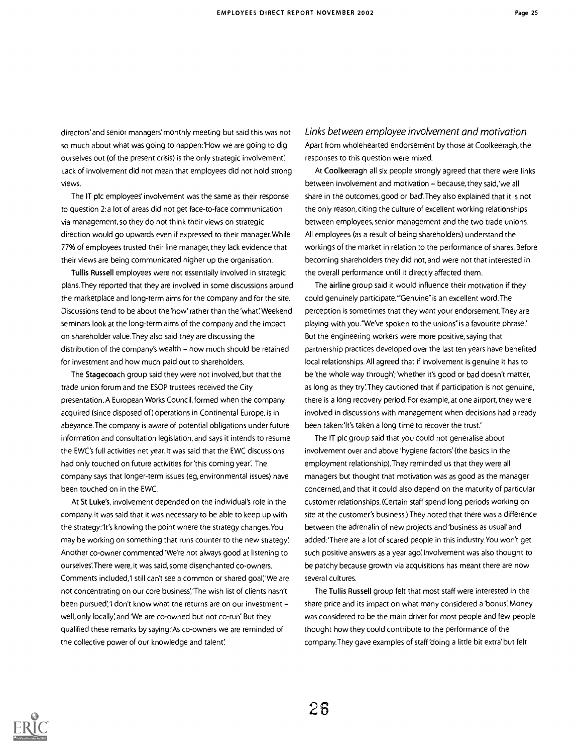directors' and senior managers' monthly meeting but said this was not so much about what was going to happen: 'How we are going to dig ourselves out (of the present crisis) is the only strategic involvement'. Lack of involvement did not mean that employees did not hold strong views.

The **IT plc** employees' involvement was the same as their response to question 2: a lot of areas did not get face-to-face communication via management, so they do not think their views on strategic direction would go upwards even if expressed to their manager. While 77% of employees trusted their line manager, they lack evidence that their views are being communicated higher up the organisation.

**Tullis Russell** employees were not essentially involved in strategic plans. They reported that they are involved in some discussions around the marketplace and long-term aims for the company and for the site. Discussions tend to be about the 'how' rather than the 'what'. Weekend seminars look at the long-term aims of the company and the impact on shareholder value. They also said they are discussing the distribution of the company's wealth – how much should be retained for investment and how much paid out to shareholders.

The **Stagecoach** group said they were not involved, but that the trade union forum and the ESOP trustees received the City presentation. A European Works Council, formed when the company acquired (since disposed of) operations in Continental Europe, is in abeyance. The company is aware of potential obligations under future information and consultation legislation, and says it intends to resume the EWC's full activities net year. It was said that the EWC discussions had only touched on future activities for 'this coming year'. The company says that longer-term issues (eg, environmental issues) have been touched on in the EWC.

At **St Luke's**, involvement depended on the individual's role in the company. It was said that it was necessary to be able to keep up with the strategy: 'It's knowing the point where the strategy changes. You may be working on something that runs counter to the new strategy'. Another co-owner commented 'We're not always good at listening to ourselves'. There were, it was said, some disenchanted co-owners. Comments included, 'I still can't see a common or shared goal', 'We are not concentrating on our core business', 'The wish list of clients hasn't been pursued', 'I don't know what the returns are on our investment – well, only locally', and 'We are co-owned but not co-run'. But they qualified these remarks by saying: 'As co-owners we are reminded of the collective power of our knowledge and talent'.

### *Links between employee involvement and motivation*

Apart from wholehearted endorsement by those at Coolkeeragh, the responses to this question were mixed.

At **Coolkeeragh** all six people strongly agreed that there were links between involvement and motivation – because, they said, 'we all share in the outcomes, good or bad'. They also explained that it is not the only reason, citing the culture of excellent working relationships between employees, senior management and the two trade unions. All employees (as a result of being shareholders) understand the workings of the market in relation to the performance of shares. Before becoming shareholders they did not, and were not that interested in the overall performance until it directly affected them.

The **airline** group said it would influence their motivation if they could genuinely participate. '"Genuine" is an excellent word. The perception is sometimes that they want your endorsement. They are playing with you. "We've spoken to the unions" is a favourite phrase.' But the engineering workers were more positive, saying that partnership practices developed over the last ten years have benefited local relationships. All agreed that if involvement is genuine it has to be 'the whole way through'; 'whether it's good or bad doesn't matter, as long as they try'. They cautioned that if participation is not genuine, there is a long recovery period. For example, at one airport, they were involved in discussions with management when decisions had already been taken: 'It's taken a long time to recover the trust.'

The **IT plc** group said that you could not generalise about involvement over and above 'hygiene factors' (the basics in the employment relationship). They reminded us that they were all managers but thought that motivation was as good as the manager concerned, and that it could also depend on the maturity of particular customer relationships. (Certain staff spend long periods working on site at the customer's business.) They noted that there was a difference between the adrenalin of new projects and 'business as usual' and added: 'There are a lot of scared people in this industry. You won't get such positive answers as a year ago'. Involvement was also thought to be patchy because growth via acquisitions has meant there are now several cultures.

The **Tullis Russell** group felt that most staff were interested in the share price and its impact on what many considered a 'bonus'. Money was considered to be the main driver for most people and few people thought how they could contribute to the performance of the company. They gave examples of staff 'doing a little bit extra' but felt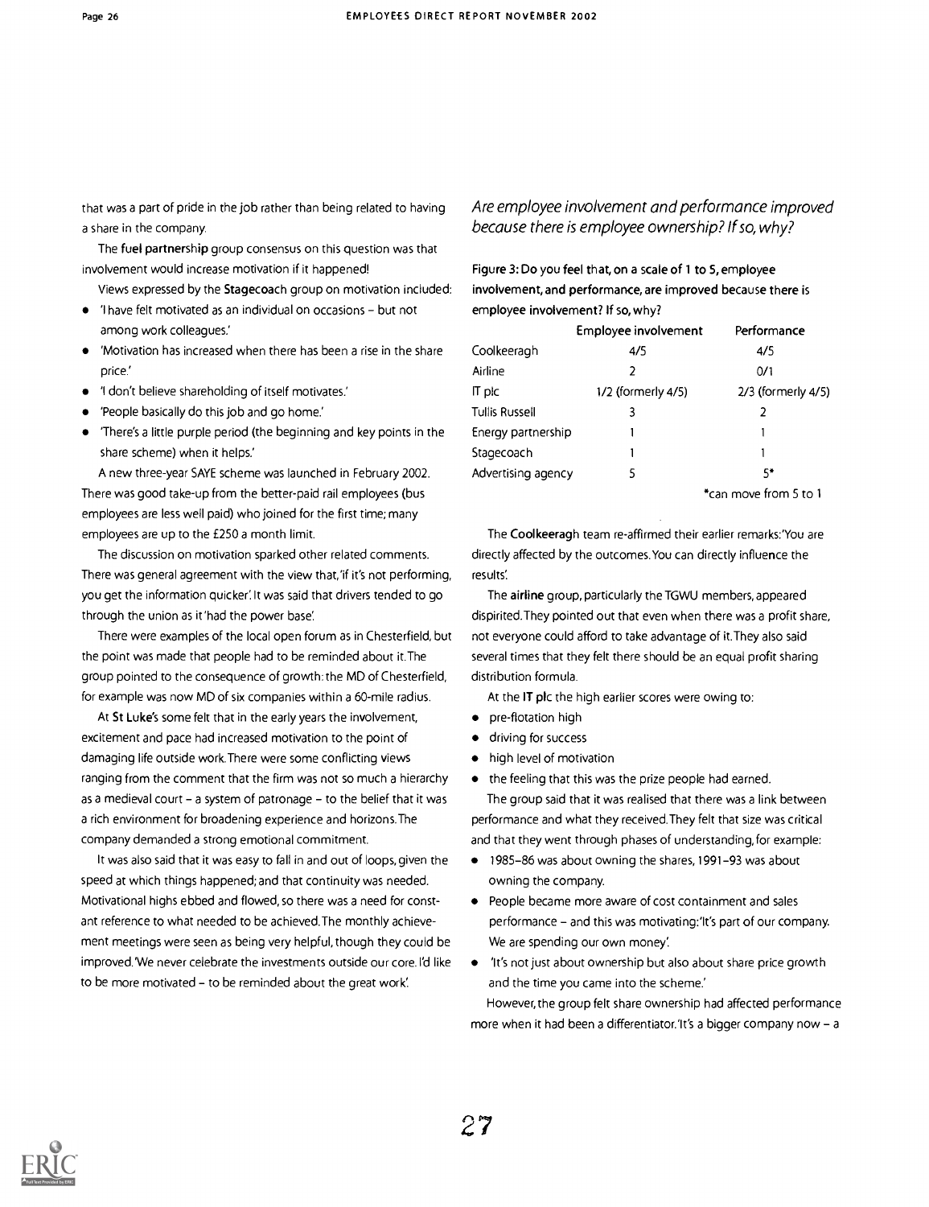that was a part of pride in the job rather than being related to having a share in the company.

The **fuel partnership** group consensus on this question was that involvement would increase motivation if it happened!

Views expressed by the **Stagecoach** group on motivation included:

- 'I have felt motivated as an individual on occasions – but not among work colleagues.'
- 'Motivation has increased when there has been a rise in the share price.'
- 'I don't believe shareholding of itself motivates.'
- 'People basically do this job and go home.'
- 'There's a little purple period (the beginning and key points in the share scheme) when it helps.'

A new three-year SAYE scheme was launched in February 2002. There was good take-up from the better-paid rail employees (bus employees are less well paid) who joined for the first time; many employees are up to the £250 a month limit.

The discussion on motivation sparked other related comments. There was general agreement with the view that,'if it's not performing, you get the information quicker'. It was said that drivers tended to go through the union as it 'had the power base'.

There were examples of the local open forum as in Chesterfield, but the point was made that people had to be reminded about it. The group pointed to the consequence of growth: the MD of Chesterfield, for example was now MD of six companies within a 60-mile radius.

At **St Luke's** some felt that in the early years the involvement, excitement and pace had increased motivation to the point of damaging life outside work. There were some conflicting views ranging from the comment that the firm was not so much a hierarchy as a medieval court – a system of patronage – to the belief that it was a rich environment for broadening experience and horizons. The company demanded a strong emotional commitment.

It was also said that it was easy to fall in and out of loops, given the speed at which things happened; and that continuity was needed. Motivational highs ebbed and flowed, so there was a need for constant reference to what needed to be achieved. The monthly achievement meetings were seen as being very helpful, though they could be improved. 'We never celebrate the investments outside our core. I'd like to be more motivated – to be reminded about the great work'.

### *Are employee involvement and performance improved because there is employee ownership? If so, why?*

**Figure 3: Do you feel that, on a scale of 1 to 5, employee involvement, and performance, are improved because there is employee involvement? If so, why?**

| | Employee involvement | Performance |
|---|---|---|
| Coolkeeragh | 4/5 | 4/5 |
| Airline | 2 | 0/1 |
| IT plc | 1/2 (formerly 4/5) | 2/3 (formerly 4/5) |
| Tullis Russell | 3 | 2 |
| Energy partnership | 1 | 1 |
| Stagecoach | 1 | 1 |
| Advertising agency | 5 | 5* |

*can move from 5 to 1

The **Coolkeeragh** team re-affirmed their earlier remarks:'You are directly affected by the outcomes. You can directly influence the results'.

The **airline** group, particularly the TGWU members, appeared dispirited. They pointed out that even when there was a profit share, not everyone could afford to take advantage of it. They also said several times that they felt there should be an equal profit sharing distribution formula.

At the **IT plc** the high earlier scores were owing to:

- pre-flotation high
- driving for success
- high level of motivation
- the feeling that this was the prize people had earned.

The group said that it was realised that there was a link between performance and what they received. They felt that size was critical and that they went through phases of understanding, for example:

- 1985–86 was about owning the shares, 1991–93 was about owning the company.
- People became more aware of cost containment and sales performance – and this was motivating:'It's part of our company. We are spending our own money'.
- 'It's not just about ownership but also about share price growth and the time you came into the scheme.'

However, the group felt share ownership had affected performance more when it had been a differentiator.'It's a bigger company now – a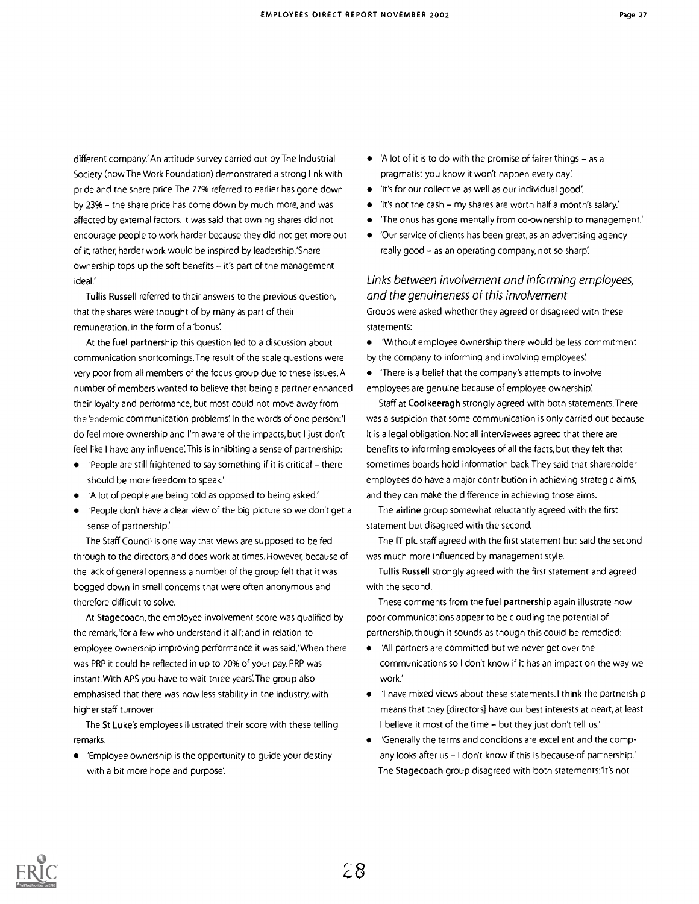different company.' An attitude survey carried out by The Industrial Society (now The Work Foundation) demonstrated a strong link with pride and the share price. The 77% referred to earlier has gone down by 23% – the share price has come down by much more, and was affected by external factors. It was said that owning shares did not encourage people to work harder because they did not get more out of it; rather, harder work would be inspired by leadership. 'Share ownership tops up the soft benefits – it's part of the management ideal.'

**Tullis Russell** referred to their answers to the previous question, that the shares were thought of by many as part of their remuneration, in the form of a 'bonus'.

At the **fuel partnership** this question led to a discussion about communication shortcomings. The result of the scale questions were very poor from all members of the focus group due to these issues. A number of members wanted to believe that being a partner enhanced their loyalty and performance, but most could not move away from the 'endemic communication problems'. In the words of one person: 'I do feel more ownership and I'm aware of the impacts, but I just don't feel like I have any influence'. This is inhibiting a sense of partnership:

- 'People are still frightened to say something if it is critical – there should be more freedom to speak.'
- 'A lot of people are being told as opposed to being asked.'
- 'People don't have a clear view of the big picture so we don't get a sense of partnership.'

The Staff Council is one way that views are supposed to be fed through to the directors, and does work at times. However, because of the lack of general openness a number of the group felt that it was bogged down in small concerns that were often anonymous and therefore difficult to solve.

At **Stagecoach**, the employee involvement score was qualified by the remark, 'for a few who understand it all'; and in relation to employee ownership improving performance it was said, 'When there was PRP it could be reflected in up to 20% of your pay. PRP was instant. With APS you have to wait three years'. The group also emphasised that there was now less stability in the industry, with higher staff turnover.

The **St Luke's** employees illustrated their score with these telling remarks:

- 'Employee ownership is the opportunity to guide your destiny with a bit more hope and purpose'.
- 'A lot of it is to do with the promise of fairer things – as a pragmatist you know it won't happen every day'.
- 'It's for our collective as well as our individual good'.
- 'It's not the cash – my shares are worth half a month's salary.'
- 'The onus has gone mentally from co-ownership to management.'
- 'Our service of clients has been great, as an advertising agency really good – as an operating company, not so sharp'.

### *Links between involvement and informing employees, and the genuineness of this involvement*

Groups were asked whether they agreed or disagreed with these statements:

- 'Without employee ownership there would be less commitment by the company to informing and involving employees'.
- 'There is a belief that the company's attempts to involve employees are genuine because of employee ownership'.

Staff at **Coolkeeragh** strongly agreed with both statements. There was a suspicion that some communication is only carried out because it is a legal obligation. Not all interviewees agreed that there are benefits to informing employees of all the facts, but they felt that sometimes boards hold information back. They said that shareholder employees do have a major contribution in achieving strategic aims, and they can make the difference in achieving those aims.

The **airline** group somewhat reluctantly agreed with the first statement but disagreed with the second.

The **IT plc** staff agreed with the first statement but said the second was much more influenced by management style.

**Tullis Russell** strongly agreed with the first statement and agreed with the second.

These comments from the **fuel partnership** again illustrate how poor communications appear to be clouding the potential of partnership, though it sounds as though this could be remedied:

- 'All partners are committed but we never get over the communications so I don't know if it has an impact on the way we work.'
- 'I have mixed views about these statements. I think the partnership means that they [directors] have our best interests at heart, at least I believe it most of the time – but they just don't tell us.'
- 'Generally the terms and conditions are excellent and the company looks after us – I don't know if this is because of partnership.'

The **Stagecoach** group disagreed with both statements: 'It's not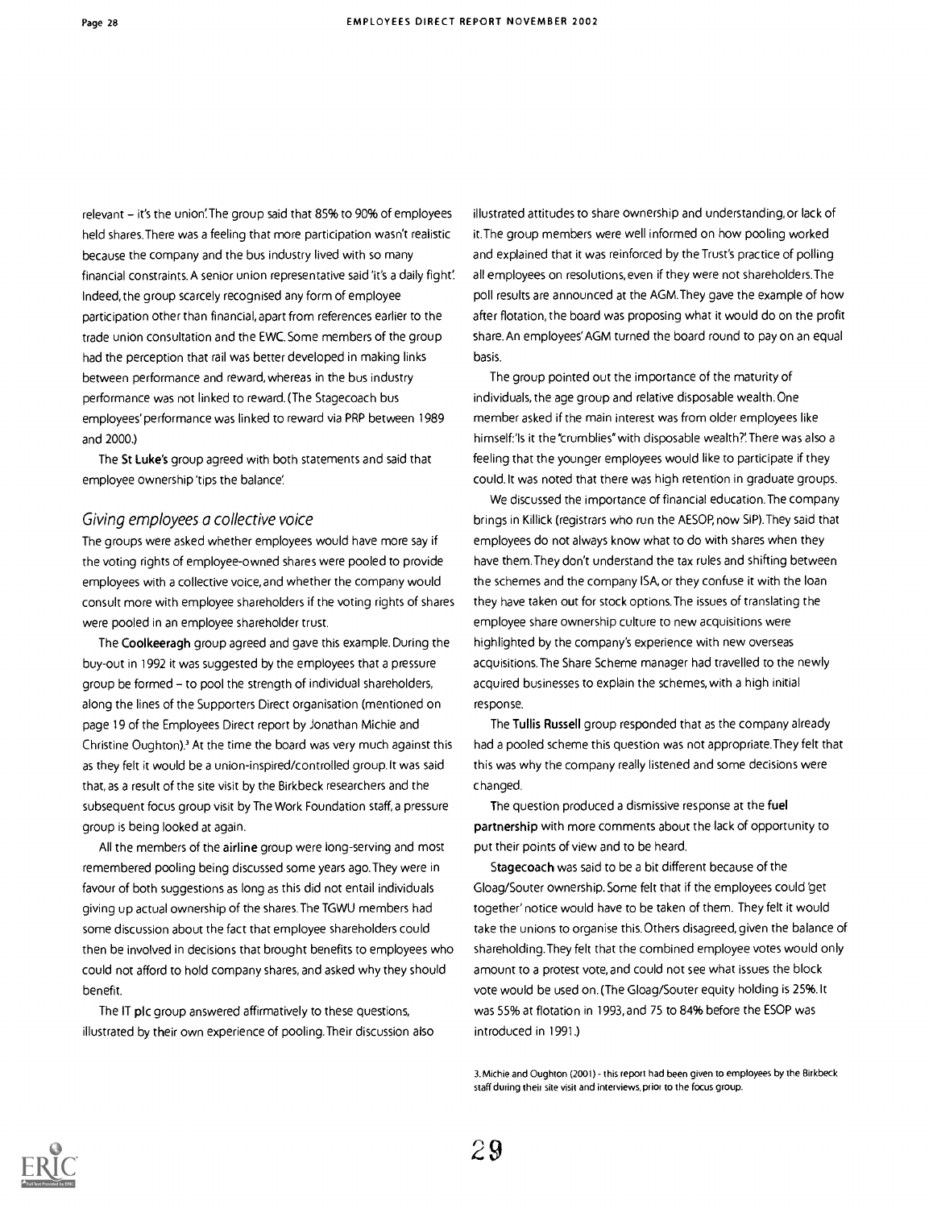relevant – it's the union'. The group said that 85% to 90% of employees held shares. There was a feeling that more participation wasn't realistic because the company and the bus industry lived with so many financial constraints. A senior union representative said 'it's a daily fight'. Indeed, the group scarcely recognised any form of employee participation other than financial, apart from references earlier to the trade union consultation and the EWC. Some members of the group had the perception that rail was better developed in making links between performance and reward, whereas in the bus industry performance was not linked to reward. (The Stagecoach bus employees' performance was linked to reward via PRP between 1989 and 2000.)

The **St Luke's** group agreed with both statements and said that employee ownership 'tips the balance'.

## *Giving employees a collective voice*

The groups were asked whether employees would have more say if the voting rights of employee-owned shares were pooled to provide employees with a collective voice, and whether the company would consult more with employee shareholders if the voting rights of shares were pooled in an employee shareholder trust.

The **Coolkeeragh** group agreed and gave this example. During the buy-out in 1992 it was suggested by the employees that a pressure group be formed – to pool the strength of individual shareholders, along the lines of the Supporters Direct organisation (mentioned on page 19 of the Employees Direct report by Jonathan Michie and Christine Oughton).[3] At the time the board was very much against this as they felt it would be a union-inspired/controlled group. It was said that, as a result of the site visit by the Birkbeck researchers and the subsequent focus group visit by The Work Foundation staff, a pressure group is being looked at again.

All the members of the **airline** group were long-serving and most remembered pooling being discussed some years ago. They were in favour of both suggestions as long as this did not entail individuals giving up actual ownership of the shares. The TGWU members had some discussion about the fact that employee shareholders could then be involved in decisions that brought benefits to employees who could not afford to hold company shares, and asked why they should benefit.

The **IT plc** group answered affirmatively to these questions, illustrated by their own experience of pooling. Their discussion also illustrated attitudes to share ownership and understanding, or lack of it. The group members were well informed on how pooling worked and explained that it was reinforced by the Trust's practice of polling all employees on resolutions, even if they were not shareholders. The poll results are announced at the AGM. They gave the example of how after flotation, the board was proposing what it would do on the profit share. An employees' AGM turned the board round to pay on an equal basis.

The group pointed out the importance of the maturity of individuals, the age group and relative disposable wealth. One member asked if the main interest was from older employees like himself: 'Is it the "crumblies" with disposable wealth?'. There was also a feeling that the younger employees would like to participate if they could. It was noted that there was high retention in graduate groups.

We discussed the importance of financial education. The company brings in Killick (registrars who run the AESOP, now SIP). They said that employees do not always know what to do with shares when they have them. They don't understand the tax rules and shifting between the schemes and the company ISA, or they confuse it with the loan they have taken out for stock options. The issues of translating the employee share ownership culture to new acquisitions were highlighted by the company's experience with new overseas acquisitions. The Share Scheme manager had travelled to the newly acquired businesses to explain the schemes, with a high initial response.

The **Tullis Russell** group responded that as the company already had a pooled scheme this question was not appropriate. They felt that this was why the company really listened and some decisions were changed.

The question produced a dismissive response at the **fuel partnership** with more comments about the lack of opportunity to put their points of view and to be heard.

**Stagecoach** was said to be a bit different because of the Gloag/Souter ownership. Some felt that if the employees could 'get together' notice would have to be taken of them. They felt it would take the unions to organise this. Others disagreed, given the balance of shareholding. They felt that the combined employee votes would only amount to a protest vote, and could not see what issues the block vote would be used on. (The Gloag/Souter equity holding is 25%. It was 55% at flotation in 1993, and 75 to 84% before the ESOP was introduced in 1991.)

3. Michie and Oughton (2001) - this report had been given to employees by the Birkbeck staff during their site visit and interviews, prior to the focus group.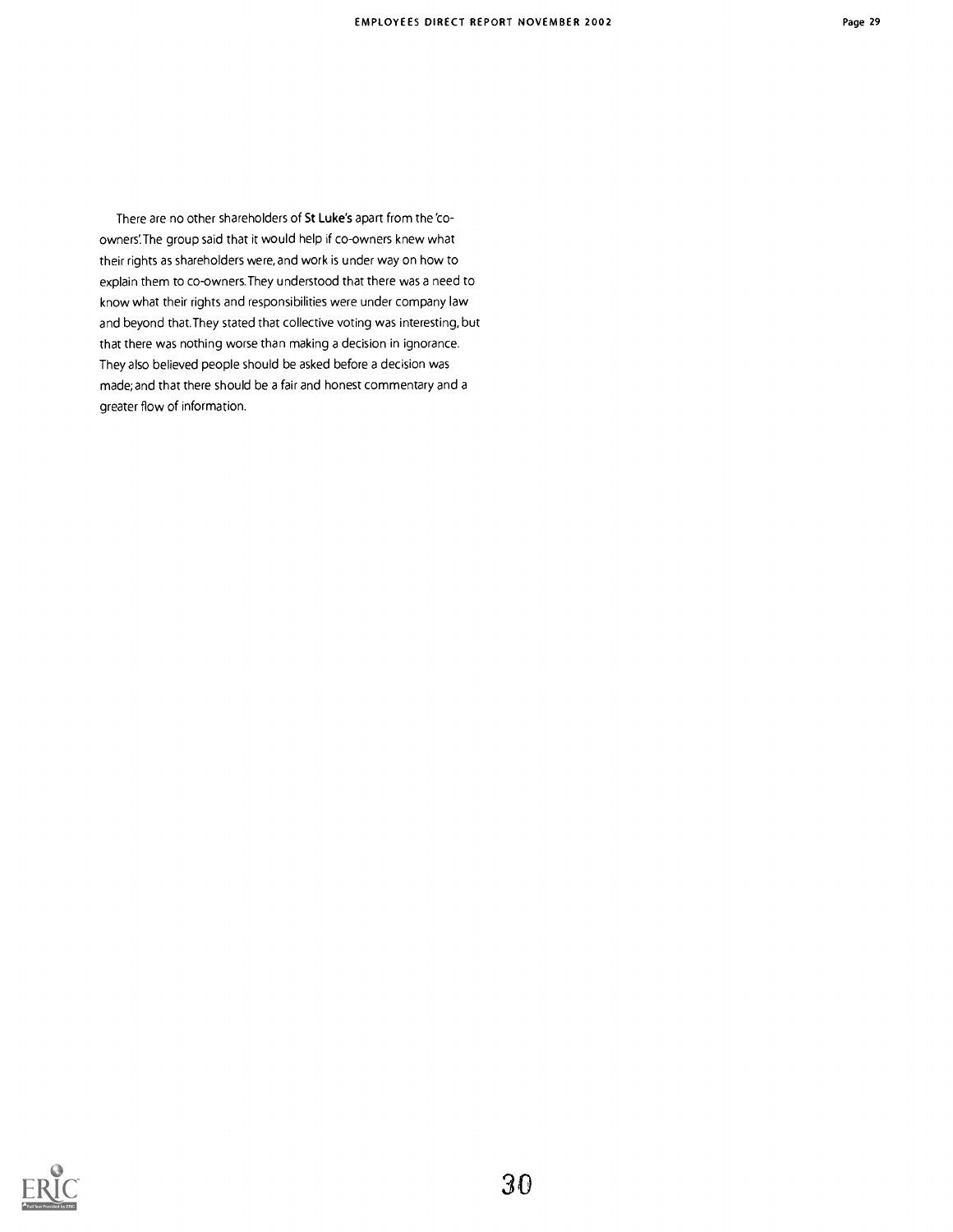There are no other shareholders of **St Luke's** apart from the 'co-owners'. The group said that it would help if co-owners knew what their rights as shareholders were, and work is under way on how to explain them to co-owners. They understood that there was a need to know what their rights and responsibilities were under company law and beyond that. They stated that collective voting was interesting, but that there was nothing worse than making a decision in ignorance. They also believed people should be asked before a decision was made; and that there should be a fair and honest commentary and a greater flow of information.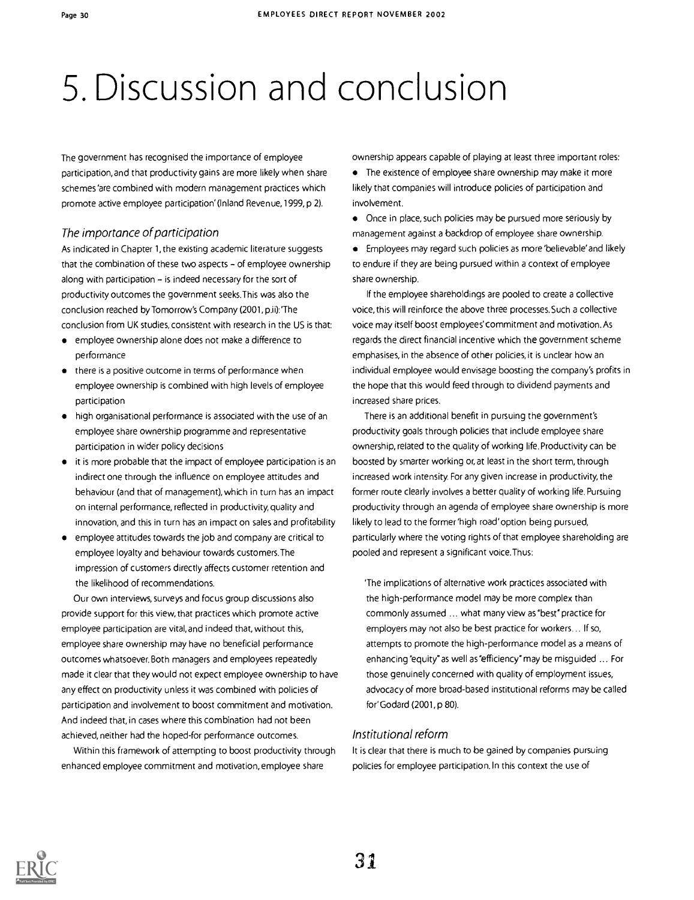# 5. Discussion and conclusion

The government has recognised the importance of employee participation, and that productivity gains are more likely when share schemes 'are combined with modern management practices which promote active employee participation' (Inland Revenue, 1999, p 2).

### *The importance of participation*

As indicated in Chapter 1, the existing academic literature suggests that the combination of these two aspects – of employee ownership along with participation – is indeed necessary for the sort of productivity outcomes the government seeks. This was also the conclusion reached by Tomorrow's Company (2001, p.ii): 'The conclusion from UK studies, consistent with research in the US is that:

- employee ownership alone does not make a difference to performance
- there is a positive outcome in terms of performance when employee ownership is combined with high levels of employee participation
- high organisational performance is associated with the use of an employee share ownership programme and representative participation in wider policy decisions
- it is more probable that the impact of employee participation is an indirect one through the influence on employee attitudes and behaviour (and that of management), which in turn has an impact on internal performance, reflected in productivity, quality and innovation, and this in turn has an impact on sales and profitability
- employee attitudes towards the job and company are critical to employee loyalty and behaviour towards customers. The impression of customers directly affects customer retention and the likelihood of recommendations.

Our own interviews, surveys and focus group discussions also provide support for this view, that practices which promote active employee participation are vital, and indeed that, without this, employee share ownership may have no beneficial performance outcomes whatsoever. Both managers and employees repeatedly made it clear that they would not expect employee ownership to have any effect on productivity unless it was combined with policies of participation and involvement to boost commitment and motivation. And indeed that, in cases where this combination had not been achieved, neither had the hoped-for performance outcomes.

Within this framework of attempting to boost productivity through enhanced employee commitment and motivation, employee share ownership appears capable of playing at least three important roles:

- The existence of employee share ownership may make it more likely that companies will introduce policies of participation and involvement.
- Once in place, such policies may be pursued more seriously by management against a backdrop of employee share ownership.
- Employees may regard such policies as more 'believable' and likely to endure if they are being pursued within a context of employee share ownership.

If the employee shareholdings are pooled to create a collective voice, this will reinforce the above three processes. Such a collective voice may itself boost employees' commitment and motivation. As regards the direct financial incentive which the government scheme emphasises, in the absence of other policies, it is unclear how an individual employee would envisage boosting the company's profits in the hope that this would feed through to dividend payments and increased share prices.

There is an additional benefit in pursuing the government's productivity goals through policies that include employee share ownership, related to the quality of working life. Productivity can be boosted by smarter working or, at least in the short term, through increased work intensity. For any given increase in productivity, the former route clearly involves a better quality of working life. Pursuing productivity through an agenda of employee share ownership is more likely to lead to the former 'high road' option being pursued, particularly where the voting rights of that employee shareholding are pooled and represent a significant voice. Thus:

> 'The implications of alternative work practices associated with the high-performance model may be more complex than commonly assumed ... what many view as "best" practice for employers may not also be best practice for workers... If so, attempts to promote the high-performance model as a means of enhancing "equity" as well as "efficiency" may be misguided ... For those genuinely concerned with quality of employment issues, advocacy of more broad-based institutional reforms may be called for' Godard (2001, p 80).

### *Institutional reform*

It is clear that there is much to be gained by companies pursuing policies for employee participation. In this context the use of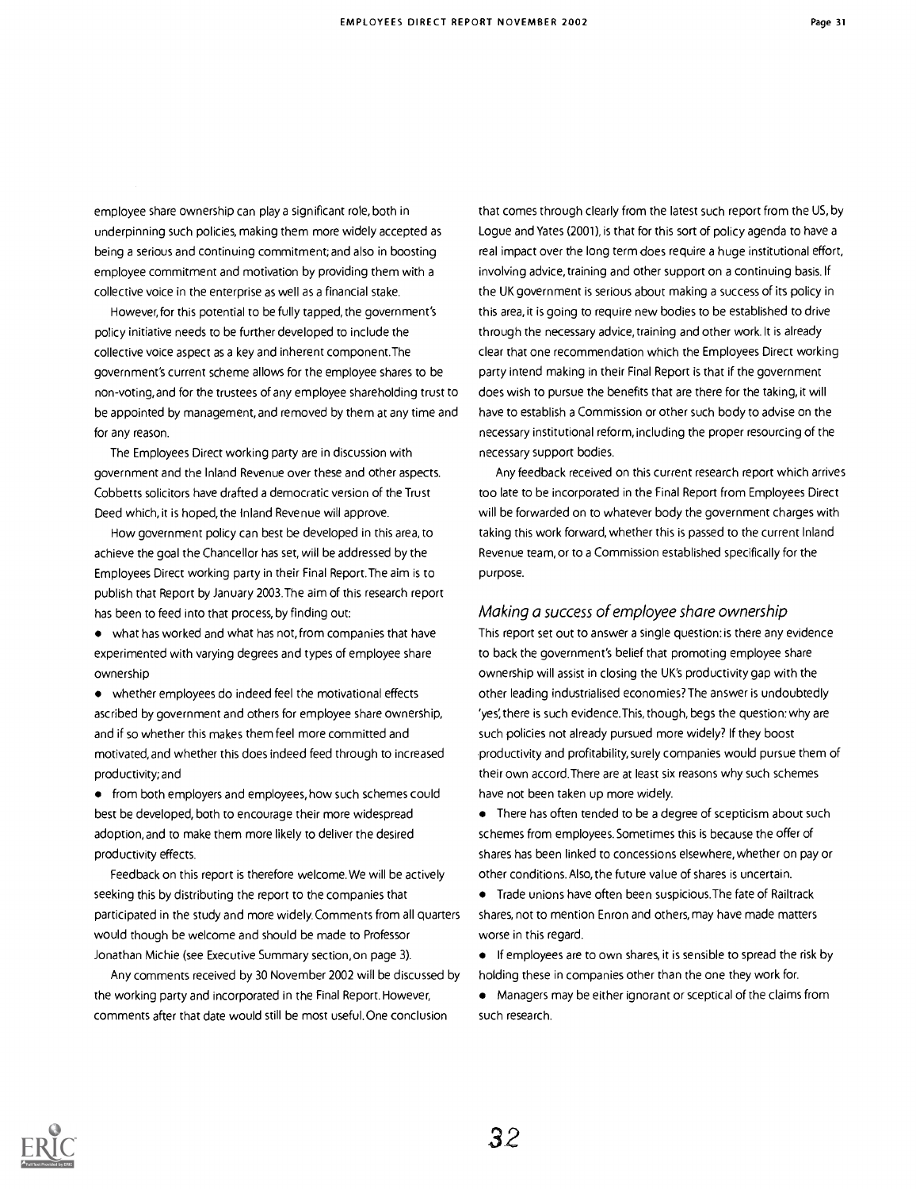employee share ownership can play a significant role, both in underpinning such policies, making them more widely accepted as being a serious and continuing commitment; and also in boosting employee commitment and motivation by providing them with a collective voice in the enterprise as well as a financial stake.

However, for this potential to be fully tapped, the government's policy initiative needs to be further developed to include the collective voice aspect as a key and inherent component. The government's current scheme allows for the employee shares to be non-voting, and for the trustees of any employee shareholding trust to be appointed by management, and removed by them at any time and for any reason.

The Employees Direct working party are in discussion with government and the Inland Revenue over these and other aspects. Cobbetts solicitors have drafted a democratic version of the Trust Deed which, it is hoped, the Inland Revenue will approve.

How government policy can best be developed in this area, to achieve the goal the Chancellor has set, will be addressed by the Employees Direct working party in their Final Report. The aim is to publish that Report by January 2003. The aim of this research report has been to feed into that process, by finding out:

- what has worked and what has not, from companies that have experimented with varying degrees and types of employee share ownership
- whether employees do indeed feel the motivational effects ascribed by government and others for employee share ownership, and if so whether this makes them feel more committed and motivated, and whether this does indeed feed through to increased productivity; and
- from both employers and employees, how such schemes could best be developed, both to encourage their more widespread adoption, and to make them more likely to deliver the desired productivity effects.

Feedback on this report is therefore welcome. We will be actively seeking this by distributing the report to the companies that participated in the study and more widely. Comments from all quarters would though be welcome and should be made to Professor Jonathan Michie (see Executive Summary section, on page 3).

Any comments received by 30 November 2002 will be discussed by the working party and incorporated in the Final Report. However, comments after that date would still be most useful. One conclusion that comes through clearly from the latest such report from the US, by Logue and Yates (2001), is that for this sort of policy agenda to have a real impact over the long term does require a huge institutional effort, involving advice, training and other support on a continuing basis. If the UK government is serious about making a success of its policy in this area, it is going to require new bodies to be established to drive through the necessary advice, training and other work. It is already clear that one recommendation which the Employees Direct working party intend making in their Final Report is that if the government does wish to pursue the benefits that are there for the taking, it will have to establish a Commission or other such body to advise on the necessary institutional reform, including the proper resourcing of the necessary support bodies.

Any feedback received on this current research report which arrives too late to be incorporated in the Final Report from Employees Direct will be forwarded on to whatever body the government charges with taking this work forward, whether this is passed to the current Inland Revenue team, or to a Commission established specifically for the purpose.

### *Making a success of employee share ownership*

This report set out to answer a single question: is there any evidence to back the government's belief that promoting employee share ownership will assist in closing the UK's productivity gap with the other leading industrialised economies? The answer is undoubtedly 'yes', there is such evidence. This, though, begs the question: why are such policies not already pursued more widely? If they boost productivity and profitability, surely companies would pursue them of their own accord. There are at least six reasons why such schemes have not been taken up more widely.

- There has often tended to be a degree of scepticism about such schemes from employees. Sometimes this is because the offer of shares has been linked to concessions elsewhere, whether on pay or other conditions. Also, the future value of shares is uncertain.
- Trade unions have often been suspicious. The fate of Railtrack shares, not to mention Enron and others, may have made matters worse in this regard.
- If employees are to own shares, it is sensible to spread the risk by holding these in companies other than the one they work for.
- Managers may be either ignorant or sceptical of the claims from such research.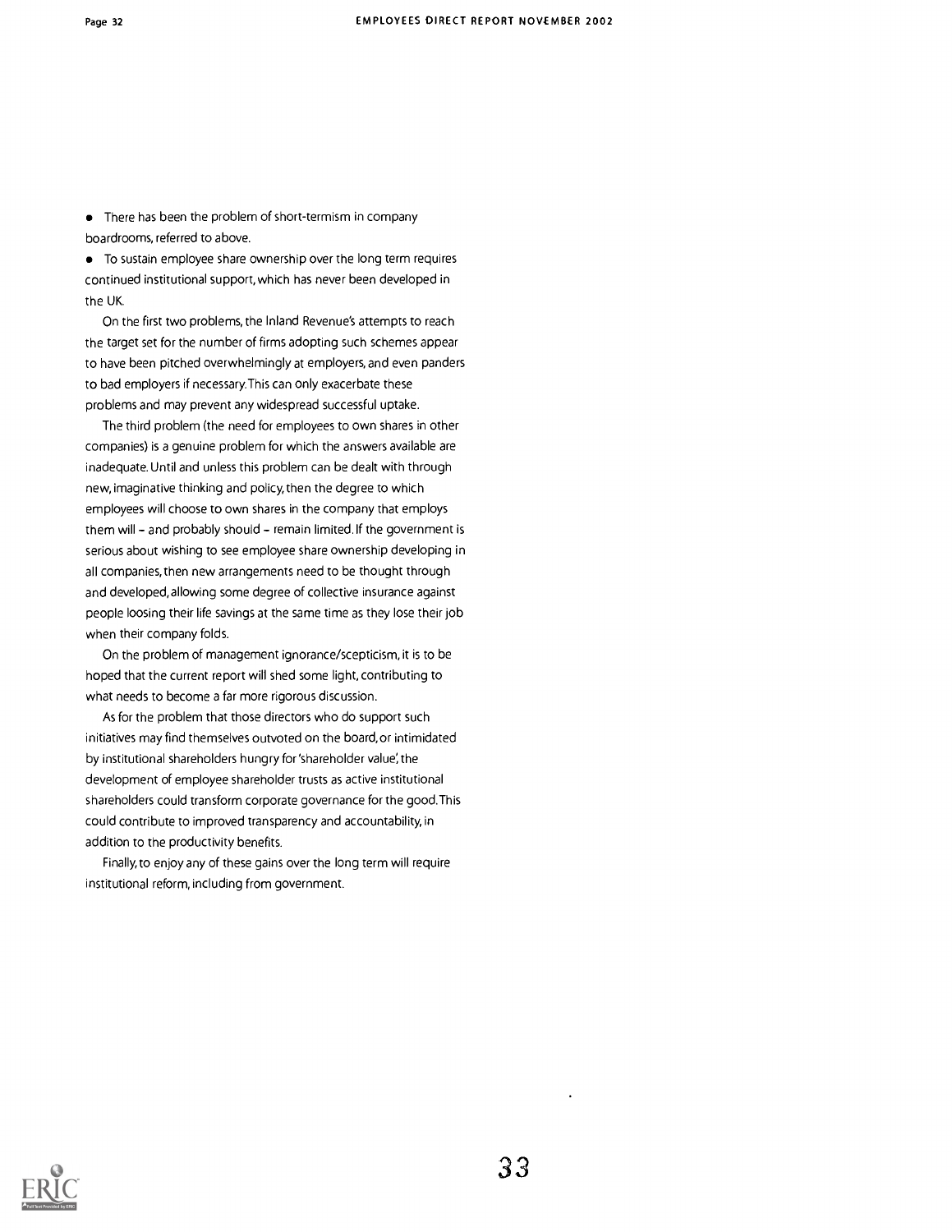- There has been the problem of short-termism in company boardrooms, referred to above.
- To sustain employee share ownership over the long term requires continued institutional support, which has never been developed in the UK.

On the first two problems, the Inland Revenue's attempts to reach the target set for the number of firms adopting such schemes appear to have been pitched overwhelmingly at employers, and even panders to bad employers if necessary. This can only exacerbate these problems and may prevent any widespread successful uptake.

The third problem (the need for employees to own shares in other companies) is a genuine problem for which the answers available are inadequate. Until and unless this problem can be dealt with through new, imaginative thinking and policy, then the degree to which employees will choose to own shares in the company that employs them will – and probably should – remain limited. If the government is serious about wishing to see employee share ownership developing in all companies, then new arrangements need to be thought through and developed, allowing some degree of collective insurance against people loosing their life savings at the same time as they lose their job when their company folds.

On the problem of management ignorance/scepticism, it is to be hoped that the current report will shed some light, contributing to what needs to become a far more rigorous discussion.

As for the problem that those directors who do support such initiatives may find themselves outvoted on the board, or intimidated by institutional shareholders hungry for 'shareholder value', the development of employee shareholder trusts as active institutional shareholders could transform corporate governance for the good. This could contribute to improved transparency and accountability, in addition to the productivity benefits.

Finally, to enjoy any of these gains over the long term will require institutional reform, including from government.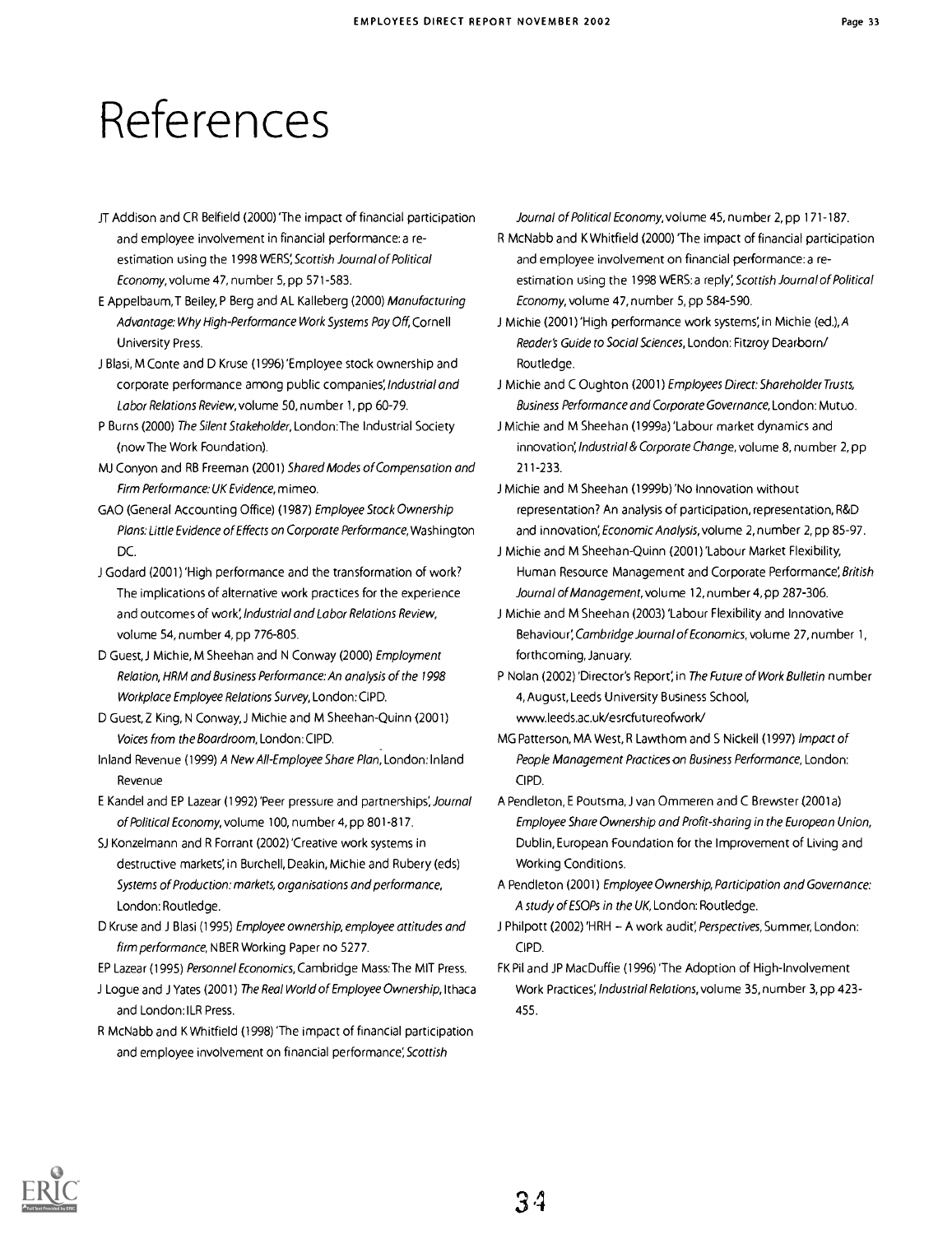# References

JT Addison and CR Belfield (2000) 'The impact of financial participation and employee involvement in financial performance: a re-estimation using the 1998 WERS', *Scottish Journal of Political Economy*, volume 47, number 5, pp 571-583.

E Appelbaum, T Beiley, P Berg and AL Kalleberg (2000) *Manufacturing Advantage: Why High-Performance Work Systems Pay Off*, Cornell University Press.

J Blasi, M Conte and D Kruse (1996) 'Employee stock ownership and corporate performance among public companies', *Industrial and Labor Relations Review*, volume 50, number 1, pp 60-79.

P Burns (2000) *The Silent Stakeholder*, London: The Industrial Society (now The Work Foundation).

MJ Conyon and RB Freeman (2001) *Shared Modes of Compensation and Firm Performance: UK Evidence*, mimeo.

GAO (General Accounting Office) (1987) *Employee Stock Ownership Plans: Little Evidence of Effects on Corporate Performance*, Washington DC.

J Godard (2001) 'High performance and the transformation of work? The implications of alternative work practices for the experience and outcomes of work', *Industrial and Labor Relations Review*, volume 54, number 4, pp 776-805.

D Guest, J Michie, M Sheehan and N Conway (2000) *Employment Relation, HRM and Business Performance: An analysis of the 1998 Workplace Employee Relations Survey*, London: CIPD.

D Guest, Z King, N Conway, J Michie and M Sheehan-Quinn (2001) *Voices from the Boardroom*, London: CIPD.

Inland Revenue (1999) *A New All-Employee Share Plan*, London: Inland Revenue

E Kandel and EP Lazear (1992) 'Peer pressure and partnerships', *Journal of Political Economy*, volume 100, number 4, pp 801-817.

SJ Konzelmann and R Forrant (2002) 'Creative work systems in destructive markets', in Burchell, Deakin, Michie and Rubery (eds) *Systems of Production: markets, organisations and performance*, London: Routledge.

D Kruse and J Blasi (1995) *Employee ownership, employee attitudes and firm performance*, NBER Working Paper no 5277.

EP Lazear (1995) *Personnel Economics*, Cambridge Mass: The MIT Press.

J Logue and J Yates (2001) *The Real World of Employee Ownership*, Ithaca and London: ILR Press.

R McNabb and K Whitfield (1998) 'The impact of financial participation and employee involvement on financial performance', *Scottish Journal of Political Economy*, volume 45, number 2, pp 171-187.

R McNabb and K Whitfield (2000) 'The impact of financial participation and employee involvement on financial performance: a re-estimation using the 1998 WERS: a reply', *Scottish Journal of Political Economy*, volume 47, number 5, pp 584-590.

J Michie (2001) 'High performance work systems', in Michie (ed.), *A Reader's Guide to Social Sciences*, London: Fitzroy Dearborn/ Routledge.

J Michie and C Oughton (2001) *Employees Direct: Shareholder Trusts, Business Performance and Corporate Governance*, London: Mutuo.

J Michie and M Sheehan (1999a) 'Labour market dynamics and innovation', *Industrial & Corporate Change*, volume 8, number 2, pp 211-233.

J Michie and M Sheehan (1999b) 'No Innovation without representation? An analysis of participation, representation, R&D and innovation', *Economic Analysis*, volume 2, number 2, pp 85-97.

J Michie and M Sheehan-Quinn (2001) 'Labour Market Flexibility, Human Resource Management and Corporate Performance', *British Journal of Management*, volume 12, number 4, pp 287-306.

J Michie and M Sheehan (2003) 'Labour Flexibility and Innovative Behaviour', *Cambridge Journal of Economics*, volume 27, number 1, forthcoming, January.

P Nolan (2002) 'Director's Report', in *The Future of Work Bulletin* number 4, August, Leeds University Business School, www.leeds.ac.uk/esrcfutureofwork/

MG Patterson, MA West, R Lawthom and S Nickell (1997) *Impact of People Management Practices on Business Performance*, London: CIPD.

A Pendleton, E Poutsma, J van Ommeren and C Brewster (2001a) *Employee Share Ownership and Profit-sharing in the European Union*, Dublin, European Foundation for the Improvement of Living and Working Conditions.

A Pendleton (2001) *Employee Ownership, Participation and Governance: A study of ESOPs in the UK*, London: Routledge.

J Philpott (2002) 'HRH – A work audit', *Perspectives*, Summer, London: CIPD.

FK Pil and JP MacDuffie (1996) 'The Adoption of High-Involvement Work Practices', *Industrial Relations*, volume 35, number 3, pp 423-455.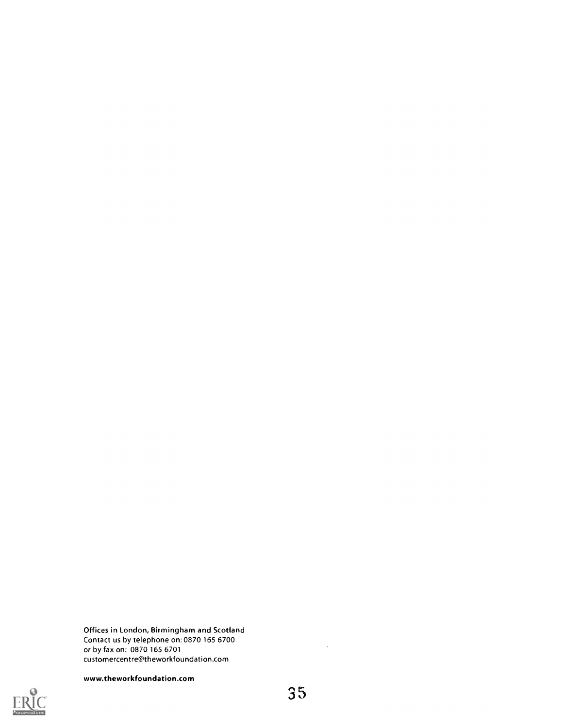Offices in London, Birmingham and Scotland
Contact us by telephone on: 0870 165 6700
or by fax on: 0870 165 6701
customercentre@theworkfoundation.com

**www.theworkfoundation.com**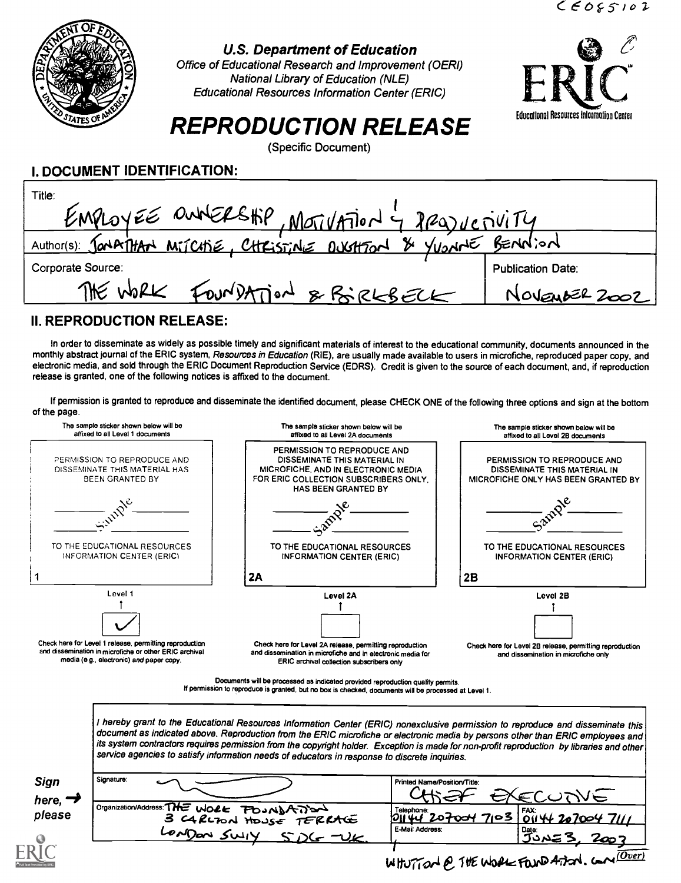CE085102

**U.S. Department of Education**
*Office of Educational Research and Improvement (OERI)*
*National Library of Education (NLE)*
*Educational Resources Information Center (ERIC)*

ERIC
Educational Resources Information Center

# REPRODUCTION RELEASE

(Specific Document)

## I. DOCUMENT IDENTIFICATION:

| | |
|---|---|
| Title: EMPLOYEE OWNERSHIP, MOTIVATION & PRODUCTIVITY | |
| Author(s): JONATHAN MICHIE, CHRISTINE OUGHTON & YVONNE BENNION | |
| Corporate Source: THE WORK FOUNDATION & BIRKBECK | Publication Date: NOVEMBER 2002 |

## II. REPRODUCTION RELEASE:

In order to disseminate as widely as possible timely and significant materials of interest to the educational community, documents announced in the monthly abstract journal of the ERIC system, *Resources in Education* (RIE), are usually made available to users in microfiche, reproduced paper copy, and electronic media, and sold through the ERIC Document Reproduction Service (EDRS). Credit is given to the source of each document, and, if reproduction release is granted, one of the following notices is affixed to the document.

If permission is granted to reproduce and disseminate the identified document, please CHECK ONE of the following three options and sign at the bottom of the page.

| The sample sticker shown below will be affixed to all Level 1 documents | The sample sticker shown below will be affixed to all Level 2A documents | The sample sticker shown below will be affixed to all Level 2B documents |
|---|---|---|
| PERMISSION TO REPRODUCE AND DISSEMINATE THIS MATERIAL HAS BEEN GRANTED BY <br> Sample <br> TO THE EDUCATIONAL RESOURCES INFORMATION CENTER (ERIC) <br> 1 | PERMISSION TO REPRODUCE AND DISSEMINATE THIS MATERIAL IN MICROFICHE, AND IN ELECTRONIC MEDIA FOR ERIC COLLECTION SUBSCRIBERS ONLY, HAS BEEN GRANTED BY <br> Sample <br> TO THE EDUCATIONAL RESOURCES INFORMATION CENTER (ERIC) <br> 2A | PERMISSION TO REPRODUCE AND DISSEMINATE THIS MATERIAL IN MICROFICHE ONLY HAS BEEN GRANTED BY <br> Sample <br> TO THE EDUCATIONAL RESOURCES INFORMATION CENTER (ERIC) <br> 2B |
| Level 1 <br> ✓ | Level 2A <br> ☐ | Level 2B <br> ☐ |
| Check here for Level 1 release, permitting reproduction and dissemination in microfiche or other ERIC archival media (e.g., electronic) *and* paper copy. | Check here for Level 2A release, permitting reproduction and dissemination in microfiche and in electronic media for ERIC archival collection subscribers only | Check here for Level 2B release, permitting reproduction and dissemination in microfiche only |

Documents will be processed as indicated provided reproduction quality permits.
If permission to reproduce is granted, but no box is checked, documents will be processed at Level 1.

*I hereby grant to the Educational Resources Information Center (ERIC) nonexclusive permission to reproduce and disseminate this document as indicated above. Reproduction from the ERIC microfiche or electronic media by persons other than ERIC employees and its system contractors requires permission from the copyright holder. Exception is made for non-profit reproduction by libraries and other service agencies to satisfy information needs of educators in response to discrete inquiries.*

**Sign here, → please**

| | | |
|---|---|---|
| Signature: | Printed Name/Position/Title: CHIEF EXECUTIVE | |
| Organization/Address: THE WORK FOUNDATION 3 CARLTON HOUSE TERRACE LONDON SW1Y 5DG - UK | Telephone: 01144 207004 7103 | FAX: 01144 207004 7111 |
| | E-Mail Address: WHUTTON@THEWORKFOUNDATION.COM | Date: JUNE 3, 2003 |

(Over)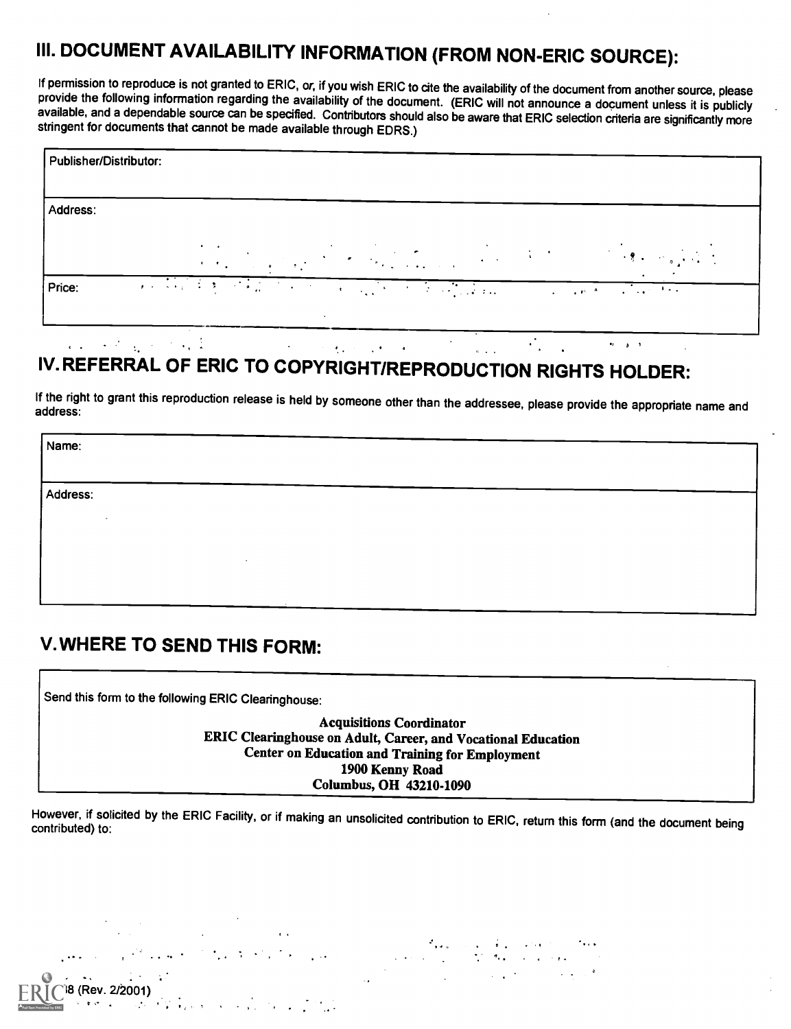## III. DOCUMENT AVAILABILITY INFORMATION (FROM NON-ERIC SOURCE):

If permission to reproduce is not granted to ERIC, or, if you wish ERIC to cite the availability of the document from another source, please provide the following information regarding the availability of the document. (ERIC will not announce a document unless it is publicly available, and a dependable source can be specified. Contributors should also be aware that ERIC selection criteria are significantly more stringent for documents that cannot be made available through EDRS.)

| | |
|---|---|
| Publisher/Distributor: | |
| Address: | |
| Price: | |

## IV. REFERRAL OF ERIC TO COPYRIGHT/REPRODUCTION RIGHTS HOLDER:

If the right to grant this reproduction release is held by someone other than the addressee, please provide the appropriate name and address:

| | |
|---|---|
| Name: | |
| Address: | |

## V. WHERE TO SEND THIS FORM:

Send this form to the following ERIC Clearinghouse:

**Acquisitions Coordinator**
**ERIC Clearinghouse on Adult, Career, and Vocational Education**
**Center on Education and Training for Employment**
**1900 Kenny Road**
**Columbus, OH 43210-1090**

However, if solicited by the ERIC Facility, or if making an unsolicited contribution to ERIC, return this form (and the document being contributed) to:

ERIC 88 (Rev. 2/2001)